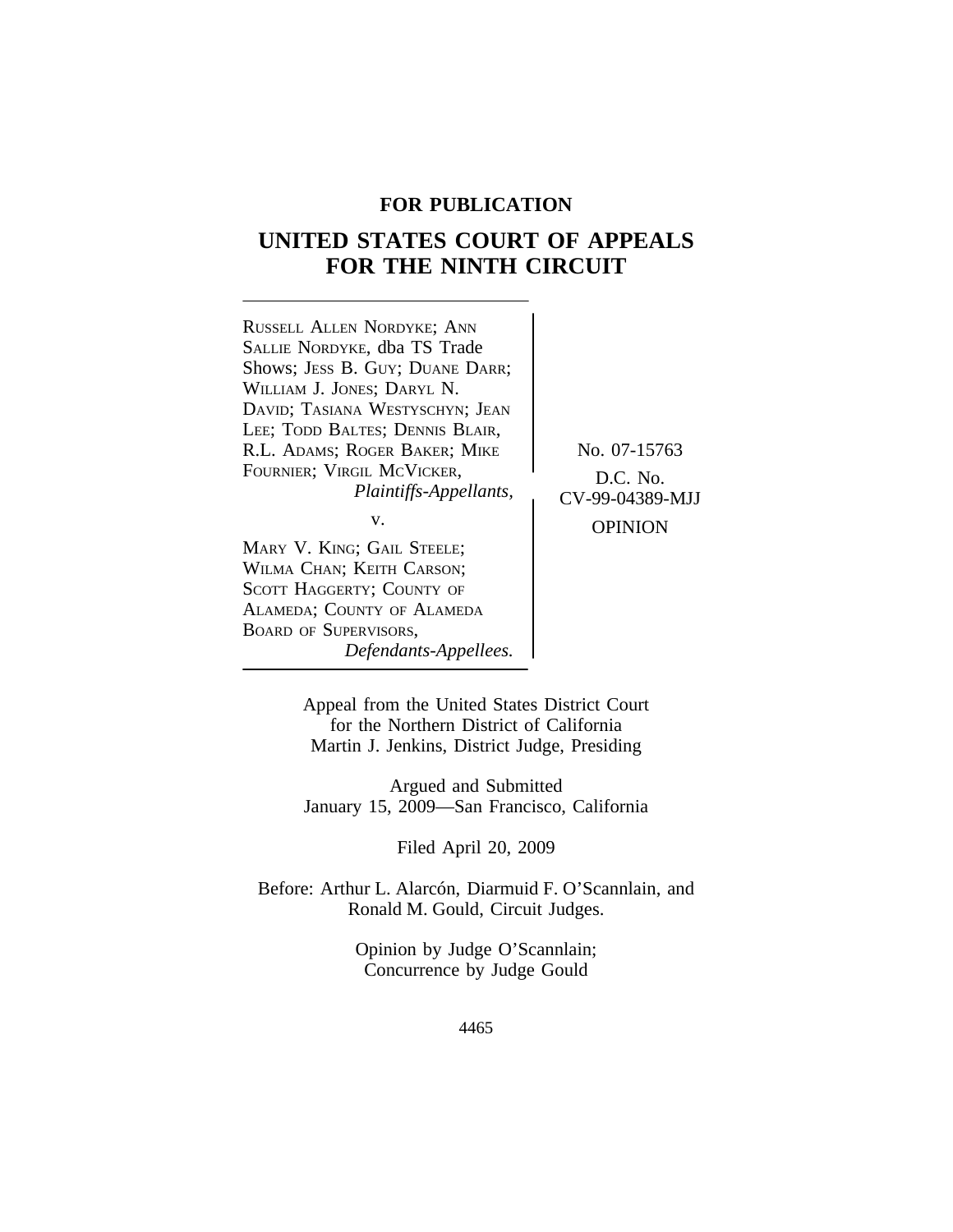**FOR PUBLICATION**

# UNITED STATES COURT OF APPEALS FOR THE NINTH CIRCUIT

RUSSELL ALLEN NORDYKE; ANN SALLIE NORDYKE, dba TS Trade Shows; JESS B. GUY; DUANE DARR; WILLIAM J. JONES; DARYL N. DAVID; TASIANA WESTYSCHYN; JEAN LEE; TODD BALTES; DENNIS BLAIR, R.L. ADAMS; ROGER BAKER; MIKE FOURNIER; VIRGIL MCVICKER,
*Plaintiffs-Appellants,*

v.

MARY V. KING; GAIL STEELE; WILMA CHAN; KEITH CARSON; SCOTT HAGGERTY; COUNTY OF ALAMEDA; COUNTY OF ALAMEDA BOARD OF SUPERVISORS,
*Defendants-Appellees.*

No. 07-15763

D.C. No. CV-99-04389-MJJ

OPINION

Appeal from the United States District Court for the Northern District of California
Martin J. Jenkins, District Judge, Presiding

Argued and Submitted
January 15, 2009—San Francisco, California

Filed April 20, 2009

Before: Arthur L. Alarcón, Diarmuid F. O'Scannlain, and Ronald M. Gould, Circuit Judges.

Opinion by Judge O'Scannlain;
Concurrence by Judge Gould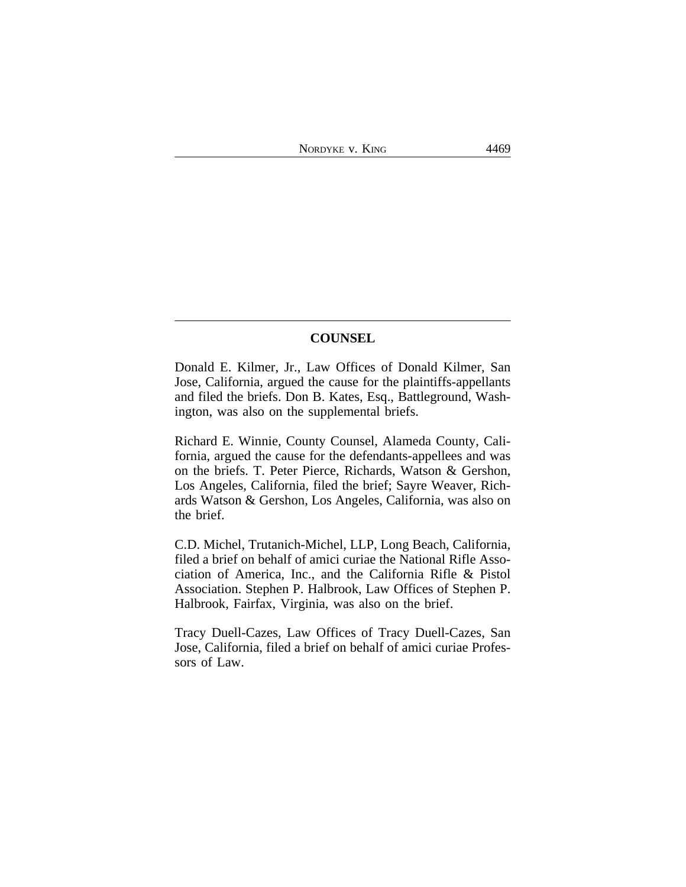## COUNSEL

Donald E. Kilmer, Jr., Law Offices of Donald Kilmer, San Jose, California, argued the cause for the plaintiffs-appellants and filed the briefs. Don B. Kates, Esq., Battleground, Washington, was also on the supplemental briefs.

Richard E. Winnie, County Counsel, Alameda County, California, argued the cause for the defendants-appellees and was on the briefs. T. Peter Pierce, Richards, Watson & Gershon, Los Angeles, California, filed the brief; Sayre Weaver, Richards Watson & Gershon, Los Angeles, California, was also on the brief.

C.D. Michel, Trutanich-Michel, LLP, Long Beach, California, filed a brief on behalf of amici curiae the National Rifle Association of America, Inc., and the California Rifle & Pistol Association. Stephen P. Halbrook, Law Offices of Stephen P. Halbrook, Fairfax, Virginia, was also on the brief.

Tracy Duell-Cazes, Law Offices of Tracy Duell-Cazes, San Jose, California, filed a brief on behalf of amici curiae Professors of Law.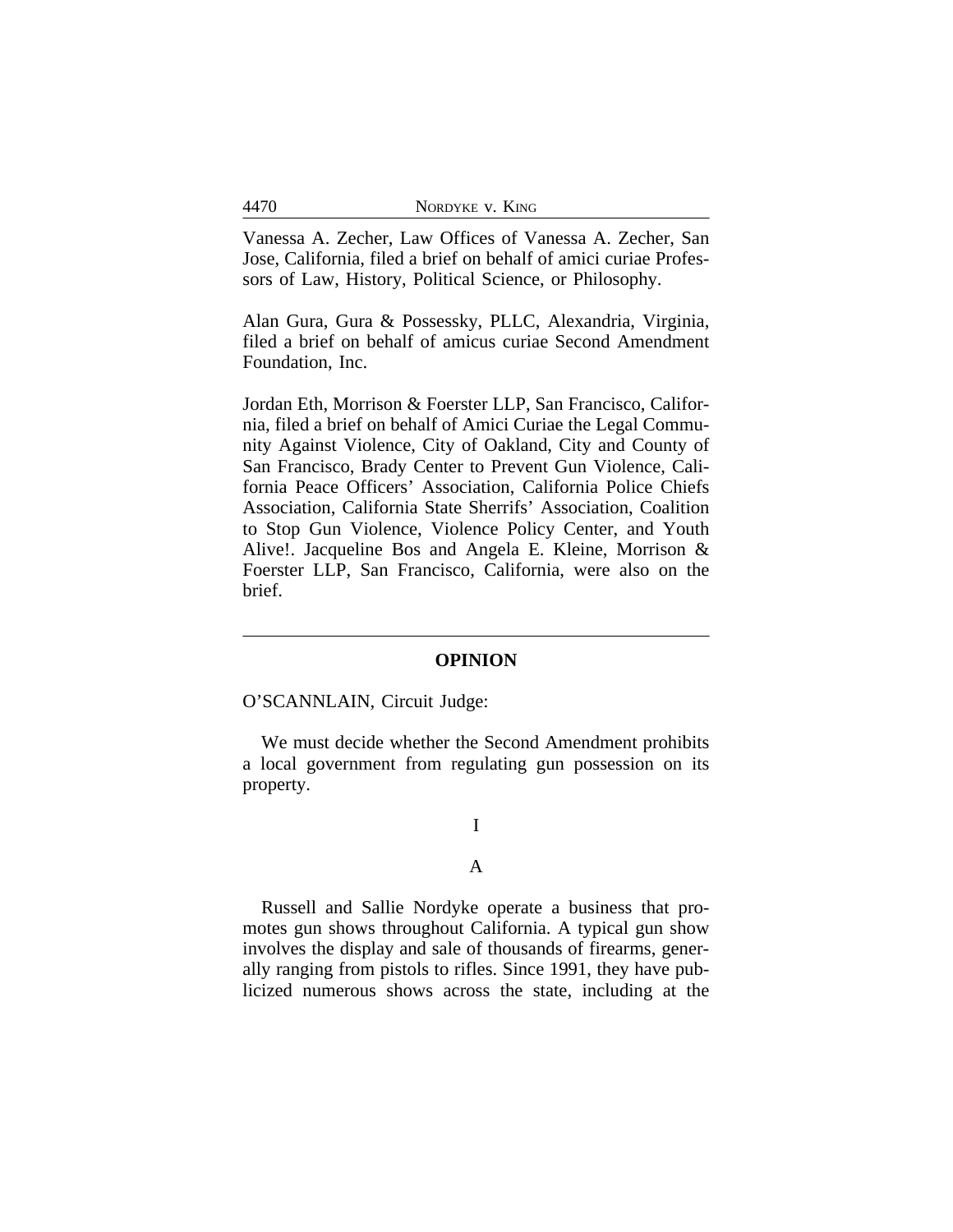Vanessa A. Zecher, Law Offices of Vanessa A. Zecher, San Jose, California, filed a brief on behalf of amici curiae Professors of Law, History, Political Science, or Philosophy.

Alan Gura, Gura & Possessky, PLLC, Alexandria, Virginia, filed a brief on behalf of amicus curiae Second Amendment Foundation, Inc.

Jordan Eth, Morrison & Foerster LLP, San Francisco, California, filed a brief on behalf of Amici Curiae the Legal Community Against Violence, City of Oakland, City and County of San Francisco, Brady Center to Prevent Gun Violence, California Peace Officers' Association, California Police Chiefs Association, California State Sherrifs' Association, Coalition to Stop Gun Violence, Violence Policy Center, and Youth Alive!. Jacqueline Bos and Angela E. Kleine, Morrison & Foerster LLP, San Francisco, California, were also on the brief.

---

## OPINION

O'SCANNLAIN, Circuit Judge:

We must decide whether the Second Amendment prohibits a local government from regulating gun possession on its property.

### I

#### A

Russell and Sallie Nordyke operate a business that promotes gun shows throughout California. A typical gun show involves the display and sale of thousands of firearms, generally ranging from pistols to rifles. Since 1991, they have publicized numerous shows across the state, including at the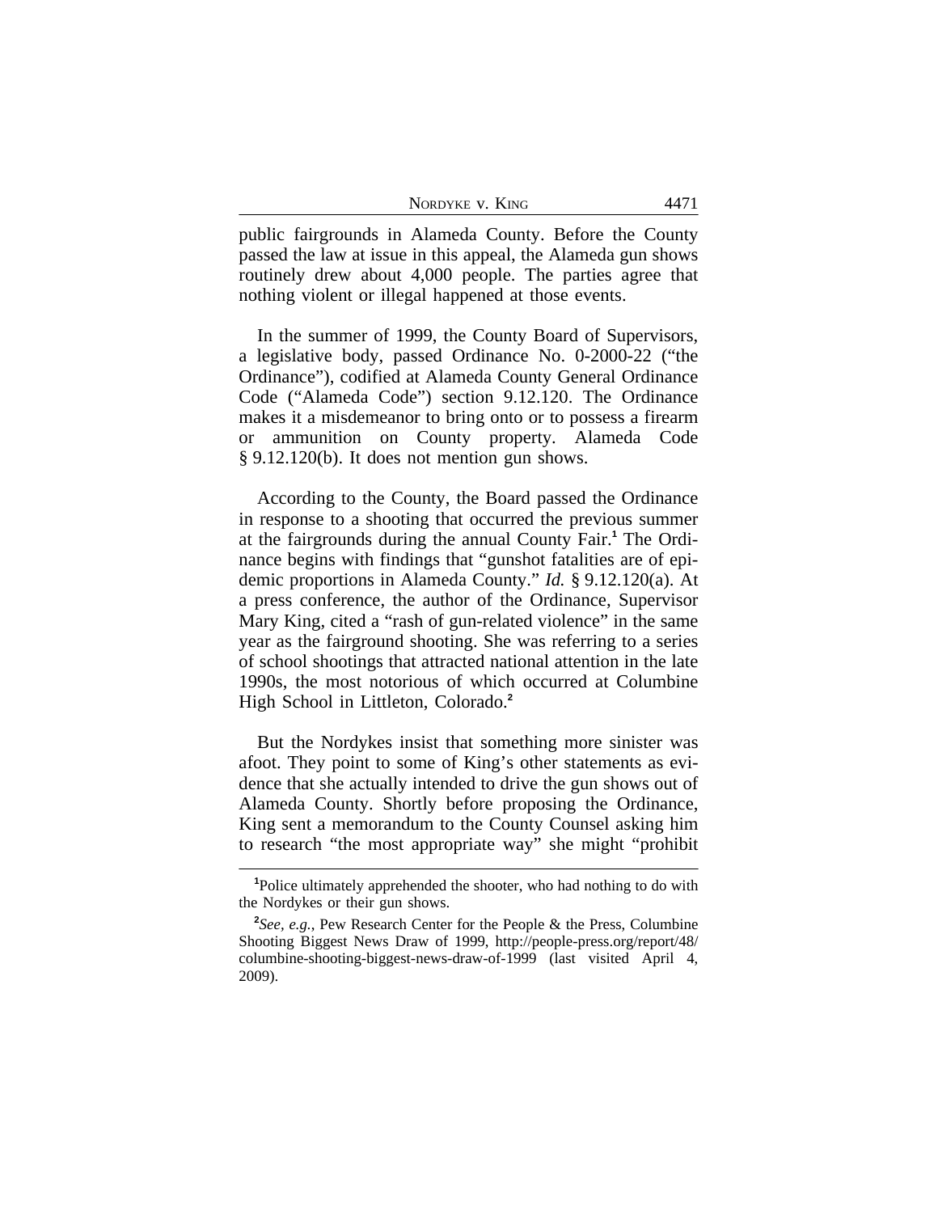public fairgrounds in Alameda County. Before the County passed the law at issue in this appeal, the Alameda gun shows routinely drew about 4,000 people. The parties agree that nothing violent or illegal happened at those events.

In the summer of 1999, the County Board of Supervisors, a legislative body, passed Ordinance No. 0-2000-22 ("the Ordinance"), codified at Alameda County General Ordinance Code ("Alameda Code") section 9.12.120. The Ordinance makes it a misdemeanor to bring onto or to possess a firearm or ammunition on County property. Alameda Code § 9.12.120(b). It does not mention gun shows.

According to the County, the Board passed the Ordinance in response to a shooting that occurred the previous summer at the fairgrounds during the annual County Fair.[1] The Ordinance begins with findings that "gunshot fatalities are of epidemic proportions in Alameda County." *Id.* § 9.12.120(a). At a press conference, the author of the Ordinance, Supervisor Mary King, cited a "rash of gun-related violence" in the same year as the fairground shooting. She was referring to a series of school shootings that attracted national attention in the late 1990s, the most notorious of which occurred at Columbine High School in Littleton, Colorado.[2]

But the Nordykes insist that something more sinister was afoot. They point to some of King's other statements as evidence that she actually intended to drive the gun shows out of Alameda County. Shortly before proposing the Ordinance, King sent a memorandum to the County Counsel asking him to research "the most appropriate way" she might "prohibit

---

[1]Police ultimately apprehended the shooter, who had nothing to do with the Nordykes or their gun shows.

[2]*See, e.g.*, Pew Research Center for the People & the Press, Columbine Shooting Biggest News Draw of 1999, http://people-press.org/report/48/columbine-shooting-biggest-news-draw-of-1999 (last visited April 4, 2009).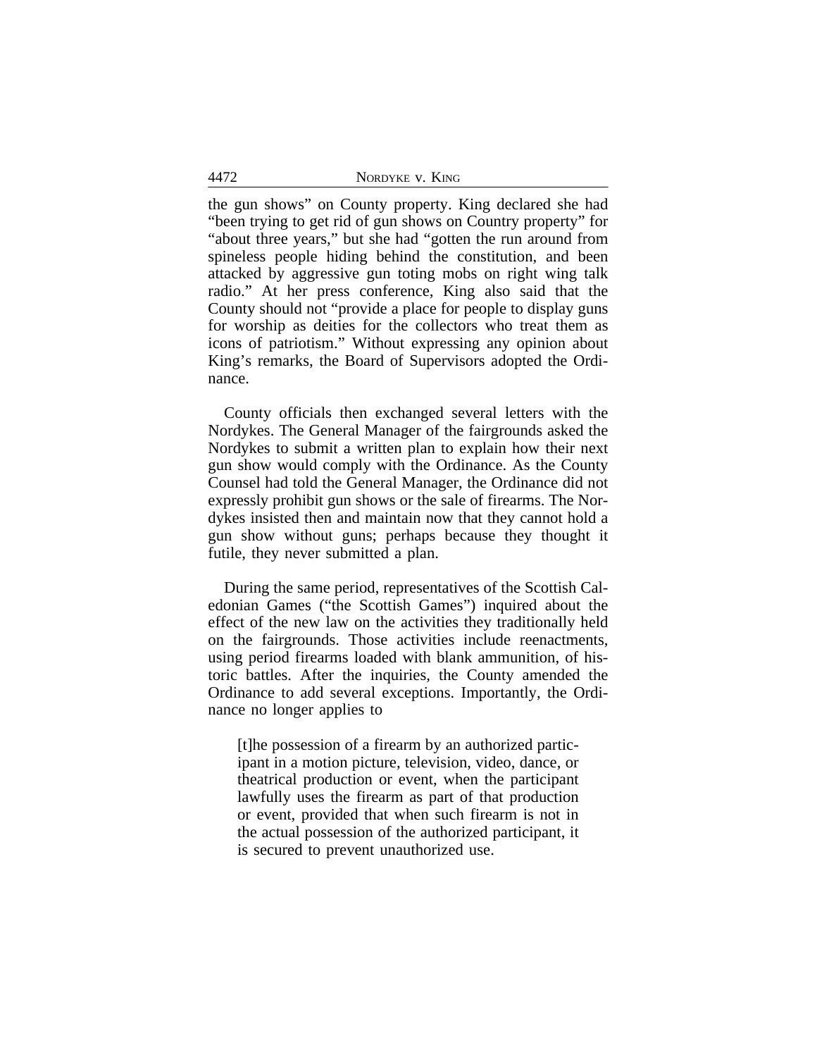the gun shows" on County property. King declared she had "been trying to get rid of gun shows on Country property" for "about three years," but she had "gotten the run around from spineless people hiding behind the constitution, and been attacked by aggressive gun toting mobs on right wing talk radio." At her press conference, King also said that the County should not "provide a place for people to display guns for worship as deities for the collectors who treat them as icons of patriotism." Without expressing any opinion about King's remarks, the Board of Supervisors adopted the Ordinance.

County officials then exchanged several letters with the Nordykes. The General Manager of the fairgrounds asked the Nordykes to submit a written plan to explain how their next gun show would comply with the Ordinance. As the County Counsel had told the General Manager, the Ordinance did not expressly prohibit gun shows or the sale of firearms. The Nordykes insisted then and maintain now that they cannot hold a gun show without guns; perhaps because they thought it futile, they never submitted a plan.

During the same period, representatives of the Scottish Caledonian Games ("the Scottish Games") inquired about the effect of the new law on the activities they traditionally held on the fairgrounds. Those activities include reenactments, using period firearms loaded with blank ammunition, of historic battles. After the inquiries, the County amended the Ordinance to add several exceptions. Importantly, the Ordinance no longer applies to

> [t]he possession of a firearm by an authorized participant in a motion picture, television, video, dance, or theatrical production or event, when the participant lawfully uses the firearm as part of that production or event, provided that when such firearm is not in the actual possession of the authorized participant, it is secured to prevent unauthorized use.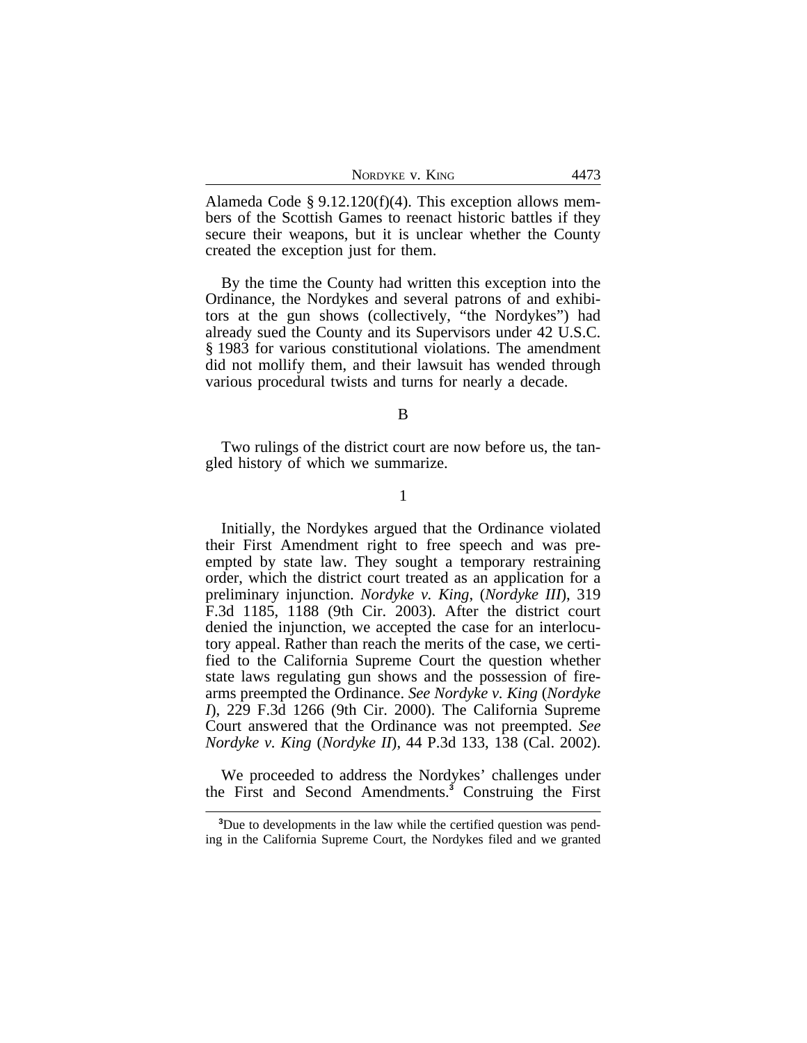Alameda Code § 9.12.120(f)(4). This exception allows members of the Scottish Games to reenact historic battles if they secure their weapons, but it is unclear whether the County created the exception just for them.

By the time the County had written this exception into the Ordinance, the Nordykes and several patrons of and exhibitors at the gun shows (collectively, "the Nordykes") had already sued the County and its Supervisors under 42 U.S.C. § 1983 for various constitutional violations. The amendment did not mollify them, and their lawsuit has wended through various procedural twists and turns for nearly a decade.

### B

Two rulings of the district court are now before us, the tangled history of which we summarize.

#### 1

Initially, the Nordykes argued that the Ordinance violated their First Amendment right to free speech and was preempted by state law. They sought a temporary restraining order, which the district court treated as an application for a preliminary injunction. *Nordyke v. King*, (*Nordyke III*), 319 F.3d 1185, 1188 (9th Cir. 2003). After the district court denied the injunction, we accepted the case for an interlocutory appeal. Rather than reach the merits of the case, we certified to the California Supreme Court the question whether state laws regulating gun shows and the possession of firearms preempted the Ordinance. *See Nordyke v. King* (*Nordyke I*), 229 F.3d 1266 (9th Cir. 2000). The California Supreme Court answered that the Ordinance was not preempted. *See Nordyke v. King* (*Nordyke II*), 44 P.3d 133, 138 (Cal. 2002).

We proceeded to address the Nordykes' challenges under the First and Second Amendments.[3] Construing the First

[3]Due to developments in the law while the certified question was pending in the California Supreme Court, the Nordykes filed and we granted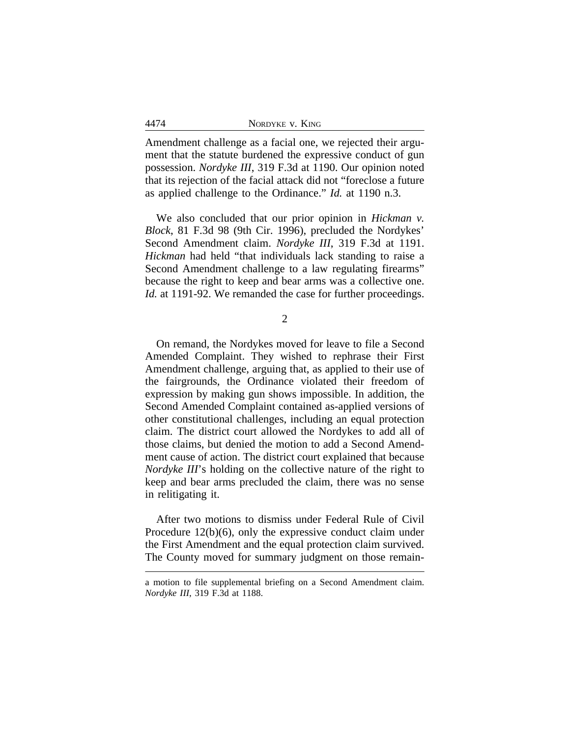Amendment challenge as a facial one, we rejected their argument that the statute burdened the expressive conduct of gun possession. *Nordyke III*, 319 F.3d at 1190. Our opinion noted that its rejection of the facial attack did not "foreclose a future as applied challenge to the Ordinance." *Id.* at 1190 n.3.

We also concluded that our prior opinion in *Hickman v. Block*, 81 F.3d 98 (9th Cir. 1996), precluded the Nordykes' Second Amendment claim. *Nordyke III*, 319 F.3d at 1191. *Hickman* had held "that individuals lack standing to raise a Second Amendment challenge to a law regulating firearms" because the right to keep and bear arms was a collective one. *Id.* at 1191-92. We remanded the case for further proceedings.

2

On remand, the Nordykes moved for leave to file a Second Amended Complaint. They wished to rephrase their First Amendment challenge, arguing that, as applied to their use of the fairgrounds, the Ordinance violated their freedom of expression by making gun shows impossible. In addition, the Second Amended Complaint contained as-applied versions of other constitutional challenges, including an equal protection claim. The district court allowed the Nordykes to add all of those claims, but denied the motion to add a Second Amendment cause of action. The district court explained that because *Nordyke III*'s holding on the collective nature of the right to keep and bear arms precluded the claim, there was no sense in relitigating it.

After two motions to dismiss under Federal Rule of Civil Procedure 12(b)(6), only the expressive conduct claim under the First Amendment and the equal protection claim survived. The County moved for summary judgment on those remain-

a motion to file supplemental briefing on a Second Amendment claim. *Nordyke III*, 319 F.3d at 1188.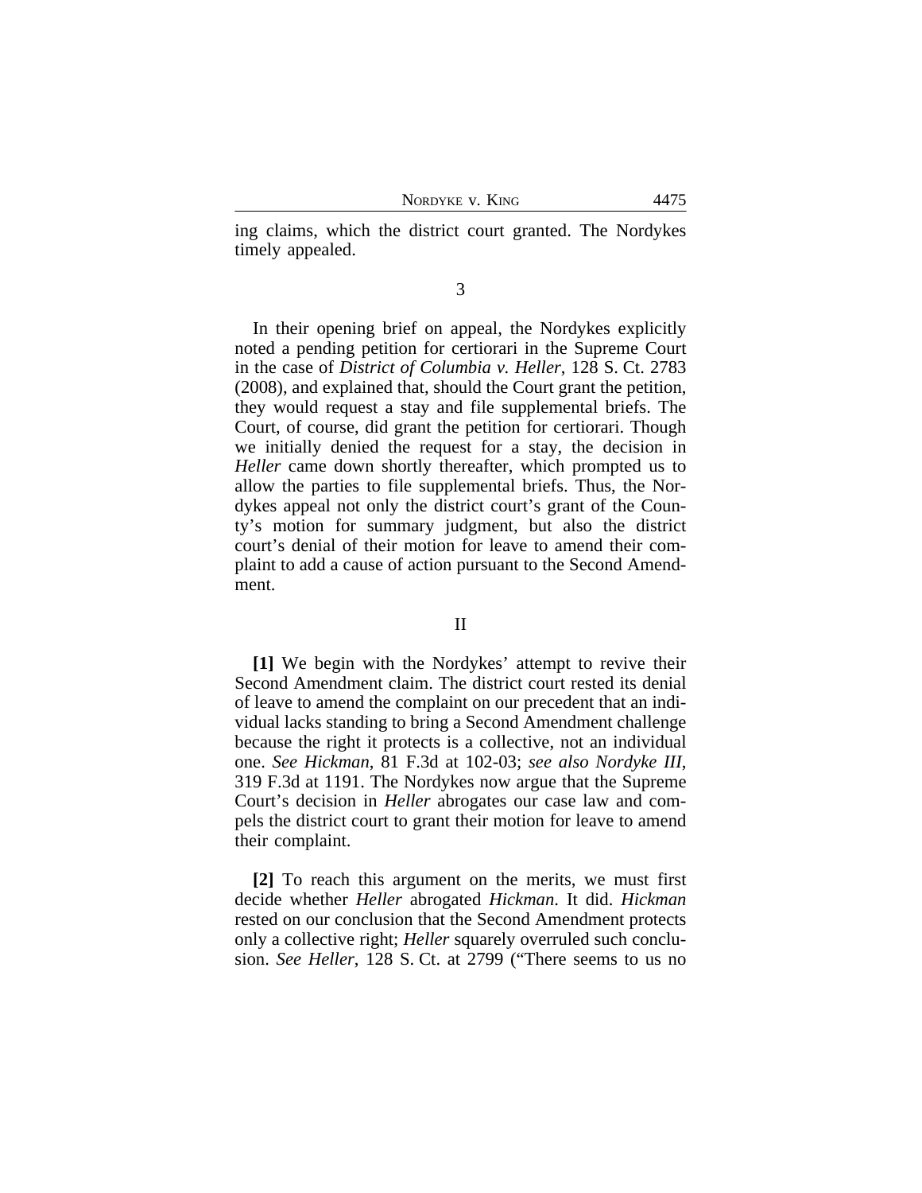ing claims, which the district court granted. The Nordykes timely appealed.

3

In their opening brief on appeal, the Nordykes explicitly noted a pending petition for certiorari in the Supreme Court in the case of *District of Columbia v. Heller*, 128 S. Ct. 2783 (2008), and explained that, should the Court grant the petition, they would request a stay and file supplemental briefs. The Court, of course, did grant the petition for certiorari. Though we initially denied the request for a stay, the decision in *Heller* came down shortly thereafter, which prompted us to allow the parties to file supplemental briefs. Thus, the Nordykes appeal not only the district court's grant of the County's motion for summary judgment, but also the district court's denial of their motion for leave to amend their complaint to add a cause of action pursuant to the Second Amendment.

II

**[1]** We begin with the Nordykes' attempt to revive their Second Amendment claim. The district court rested its denial of leave to amend the complaint on our precedent that an individual lacks standing to bring a Second Amendment challenge because the right it protects is a collective, not an individual one. *See Hickman*, 81 F.3d at 102-03; *see also Nordyke III*, 319 F.3d at 1191. The Nordykes now argue that the Supreme Court's decision in *Heller* abrogates our case law and compels the district court to grant their motion for leave to amend their complaint.

**[2]** To reach this argument on the merits, we must first decide whether *Heller* abrogated *Hickman*. It did. *Hickman* rested on our conclusion that the Second Amendment protects only a collective right; *Heller* squarely overruled such conclusion. *See Heller*, 128 S. Ct. at 2799 ("There seems to us no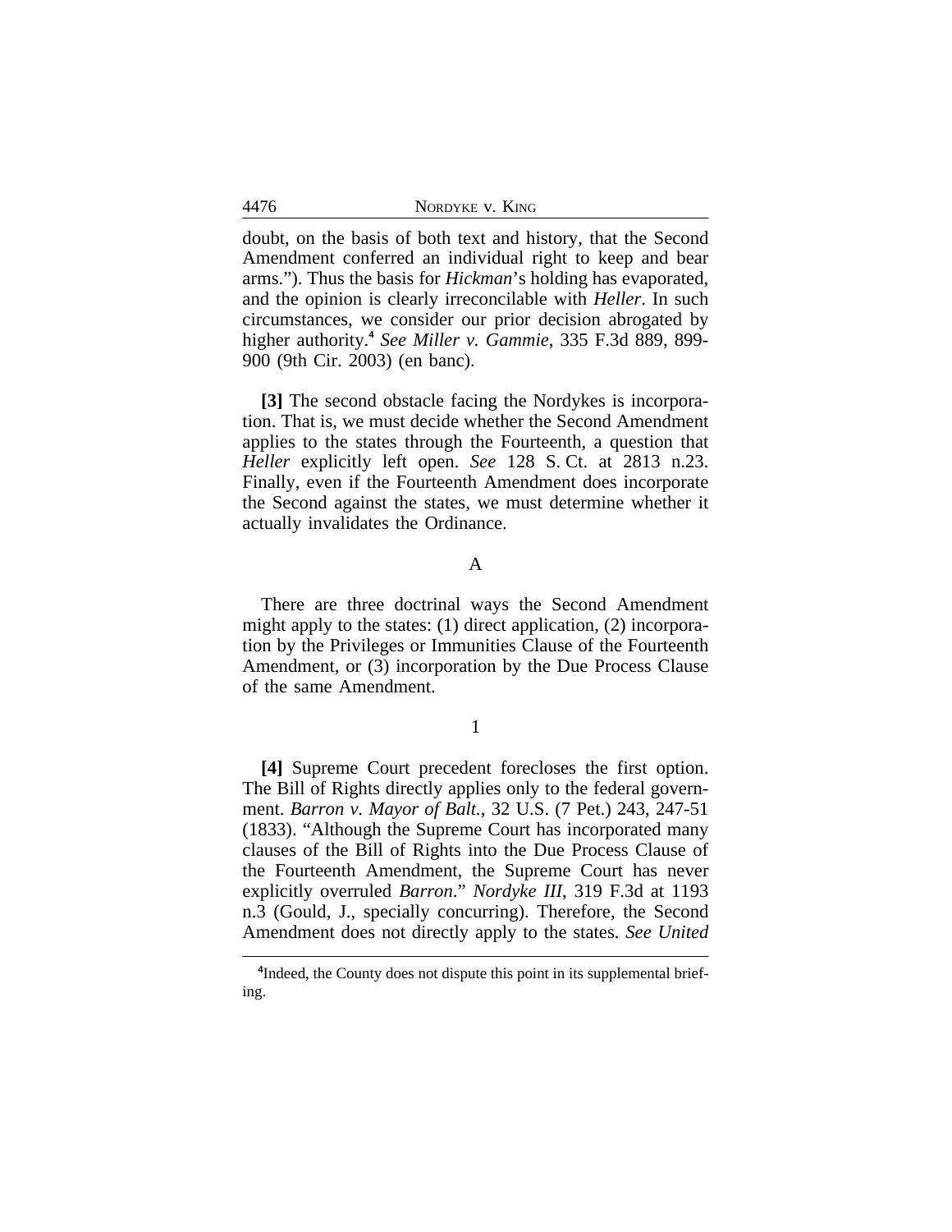doubt, on the basis of both text and history, that the Second Amendment conferred an individual right to keep and bear arms."). Thus the basis for *Hickman*'s holding has evaporated, and the opinion is clearly irreconcilable with *Heller*. In such circumstances, we consider our prior decision abrogated by higher authority.[4] *See Miller v. Gammie*, 335 F.3d 889, 899-900 (9th Cir. 2003) (en banc).

**[3]** The second obstacle facing the Nordykes is incorporation. That is, we must decide whether the Second Amendment applies to the states through the Fourteenth, a question that *Heller* explicitly left open. *See* 128 S. Ct. at 2813 n.23. Finally, even if the Fourteenth Amendment does incorporate the Second against the states, we must determine whether it actually invalidates the Ordinance.

### A

There are three doctrinal ways the Second Amendment might apply to the states: (1) direct application, (2) incorporation by the Privileges or Immunities Clause of the Fourteenth Amendment, or (3) incorporation by the Due Process Clause of the same Amendment.

#### 1

**[4]** Supreme Court precedent forecloses the first option. The Bill of Rights directly applies only to the federal government. *Barron v. Mayor of Balt.*, 32 U.S. (7 Pet.) 243, 247-51 (1833). "Although the Supreme Court has incorporated many clauses of the Bill of Rights into the Due Process Clause of the Fourteenth Amendment, the Supreme Court has never explicitly overruled *Barron*." *Nordyke III*, 319 F.3d at 1193 n.3 (Gould, J., specially concurring). Therefore, the Second Amendment does not directly apply to the states. *See United*

[4]Indeed, the County does not dispute this point in its supplemental briefing.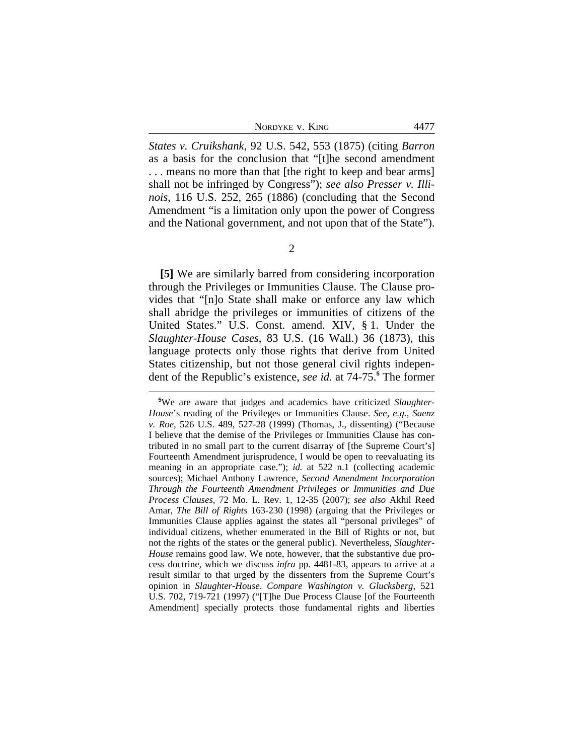*States v. Cruikshank*, 92 U.S. 542, 553 (1875) (citing *Barron* as a basis for the conclusion that "[t]he second amendment . . . means no more than that [the right to keep and bear arms] shall not be infringed by Congress"); *see also Presser v. Illinois*, 116 U.S. 252, 265 (1886) (concluding that the Second Amendment "is a limitation only upon the power of Congress and the National government, and not upon that of the State").

2

**[5]** We are similarly barred from considering incorporation through the Privileges or Immunities Clause. The Clause provides that "[n]o State shall make or enforce any law which shall abridge the privileges or immunities of citizens of the United States." U.S. Const. amend. XIV, § 1. Under the *Slaughter-House Cases*, 83 U.S. (16 Wall.) 36 (1873), this language protects only those rights that derive from United States citizenship, but not those general civil rights independent of the Republic's existence, *see id.* at 74-75.[5] The former

[5]We are aware that judges and academics have criticized *Slaughter-House*'s reading of the Privileges or Immunities Clause. *See, e.g.*, *Saenz v. Roe*, 526 U.S. 489, 527-28 (1999) (Thomas, J., dissenting) ("Because I believe that the demise of the Privileges or Immunities Clause has contributed in no small part to the current disarray of [the Supreme Court's] Fourteenth Amendment jurisprudence, I would be open to reevaluating its meaning in an appropriate case."); *id.* at 522 n.1 (collecting academic sources); Michael Anthony Lawrence, *Second Amendment Incorporation Through the Fourteenth Amendment Privileges or Immunities and Due Process Clauses*, 72 Mo. L. Rev. 1, 12-35 (2007); *see also* Akhil Reed Amar, *The Bill of Rights* 163-230 (1998) (arguing that the Privileges or Immunities Clause applies against the states all "personal privileges" of individual citizens, whether enumerated in the Bill of Rights or not, but not the rights of the states or the general public). Nevertheless, *Slaughter-House* remains good law. We note, however, that the substantive due process doctrine, which we discuss *infra* pp. 4481-83, appears to arrive at a result similar to that urged by the dissenters from the Supreme Court's opinion in *Slaughter-House*. *Compare Washington v. Glucksberg*, 521 U.S. 702, 719-721 (1997) ("[T]he Due Process Clause [of the Fourteenth Amendment] specially protects those fundamental rights and liberties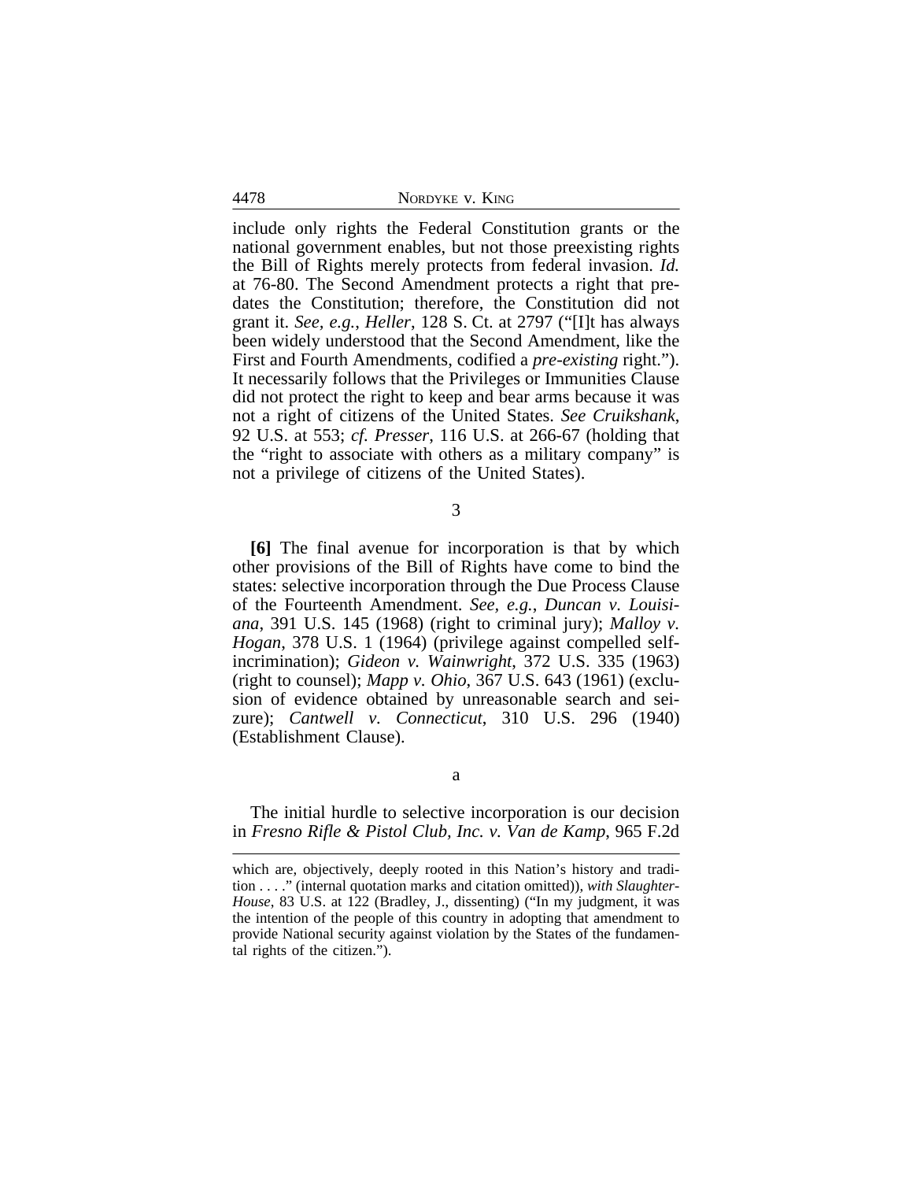include only rights the Federal Constitution grants or the national government enables, but not those preexisting rights the Bill of Rights merely protects from federal invasion. *Id.* at 76-80. The Second Amendment protects a right that predates the Constitution; therefore, the Constitution did not grant it. *See, e.g.*, *Heller*, 128 S. Ct. at 2797 ("[I]t has always been widely understood that the Second Amendment, like the First and Fourth Amendments, codified a *pre-existing* right."). It necessarily follows that the Privileges or Immunities Clause did not protect the right to keep and bear arms because it was not a right of citizens of the United States. *See Cruikshank*, 92 U.S. at 553; *cf. Presser*, 116 U.S. at 266-67 (holding that the "right to associate with others as a military company" is not a privilege of citizens of the United States).

3

**[6]** The final avenue for incorporation is that by which other provisions of the Bill of Rights have come to bind the states: selective incorporation through the Due Process Clause of the Fourteenth Amendment. *See, e.g.*, *Duncan v. Louisiana*, 391 U.S. 145 (1968) (right to criminal jury); *Malloy v. Hogan*, 378 U.S. 1 (1964) (privilege against compelled self-incrimination); *Gideon v. Wainwright*, 372 U.S. 335 (1963) (right to counsel); *Mapp v. Ohio*, 367 U.S. 643 (1961) (exclusion of evidence obtained by unreasonable search and seizure); *Cantwell v. Connecticut*, 310 U.S. 296 (1940) (Establishment Clause).

a

The initial hurdle to selective incorporation is our decision in *Fresno Rifle & Pistol Club, Inc. v. Van de Kamp*, 965 F.2d

---

which are, objectively, deeply rooted in this Nation's history and tradition . . . ." (internal quotation marks and citation omitted)), *with Slaughter-House*, 83 U.S. at 122 (Bradley, J., dissenting) ("In my judgment, it was the intention of the people of this country in adopting that amendment to provide National security against violation by the States of the fundamental rights of the citizen.").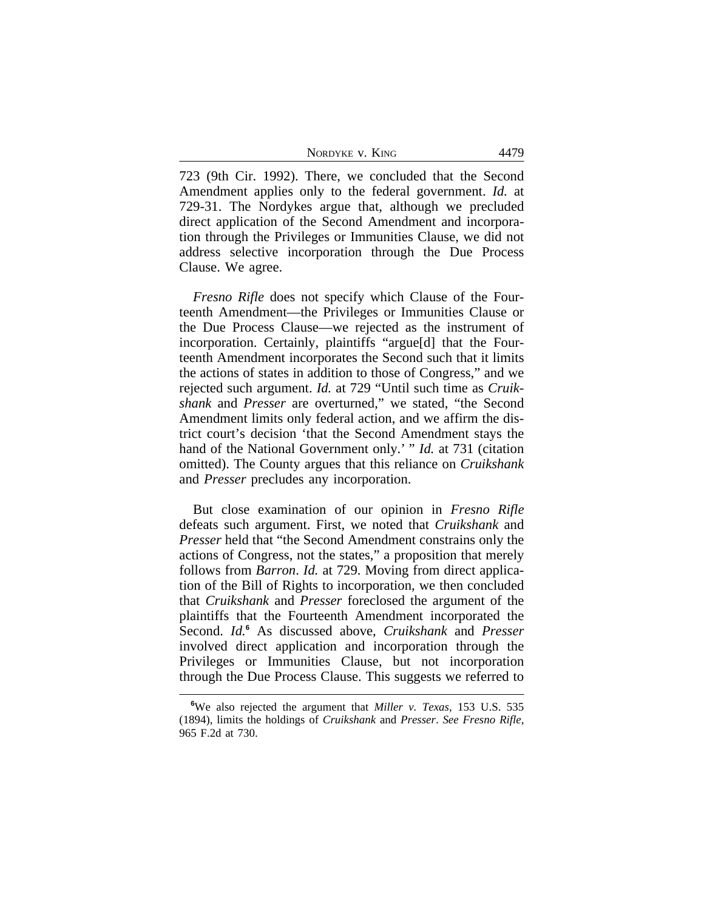723 (9th Cir. 1992). There, we concluded that the Second Amendment applies only to the federal government. *Id.* at 729-31. The Nordykes argue that, although we precluded direct application of the Second Amendment and incorporation through the Privileges or Immunities Clause, we did not address selective incorporation through the Due Process Clause. We agree.

*Fresno Rifle* does not specify which Clause of the Fourteenth Amendment—the Privileges or Immunities Clause or the Due Process Clause—we rejected as the instrument of incorporation. Certainly, plaintiffs "argue[d] that the Fourteenth Amendment incorporates the Second such that it limits the actions of states in addition to those of Congress," and we rejected such argument. *Id.* at 729 "Until such time as *Cruikshank* and *Presser* are overturned," we stated, "the Second Amendment limits only federal action, and we affirm the district court's decision 'that the Second Amendment stays the hand of the National Government only.' " *Id.* at 731 (citation omitted). The County argues that this reliance on *Cruikshank* and *Presser* precludes any incorporation.

But close examination of our opinion in *Fresno Rifle* defeats such argument. First, we noted that *Cruikshank* and *Presser* held that "the Second Amendment constrains only the actions of Congress, not the states," a proposition that merely follows from *Barron*. *Id.* at 729. Moving from direct application of the Bill of Rights to incorporation, we then concluded that *Cruikshank* and *Presser* foreclosed the argument of the plaintiffs that the Fourteenth Amendment incorporated the Second. *Id.*[6] As discussed above, *Cruikshank* and *Presser* involved direct application and incorporation through the Privileges or Immunities Clause, but not incorporation through the Due Process Clause. This suggests we referred to

[6] We also rejected the argument that *Miller v. Texas*, 153 U.S. 535 (1894), limits the holdings of *Cruikshank* and *Presser*. *See Fresno Rifle*, 965 F.2d at 730.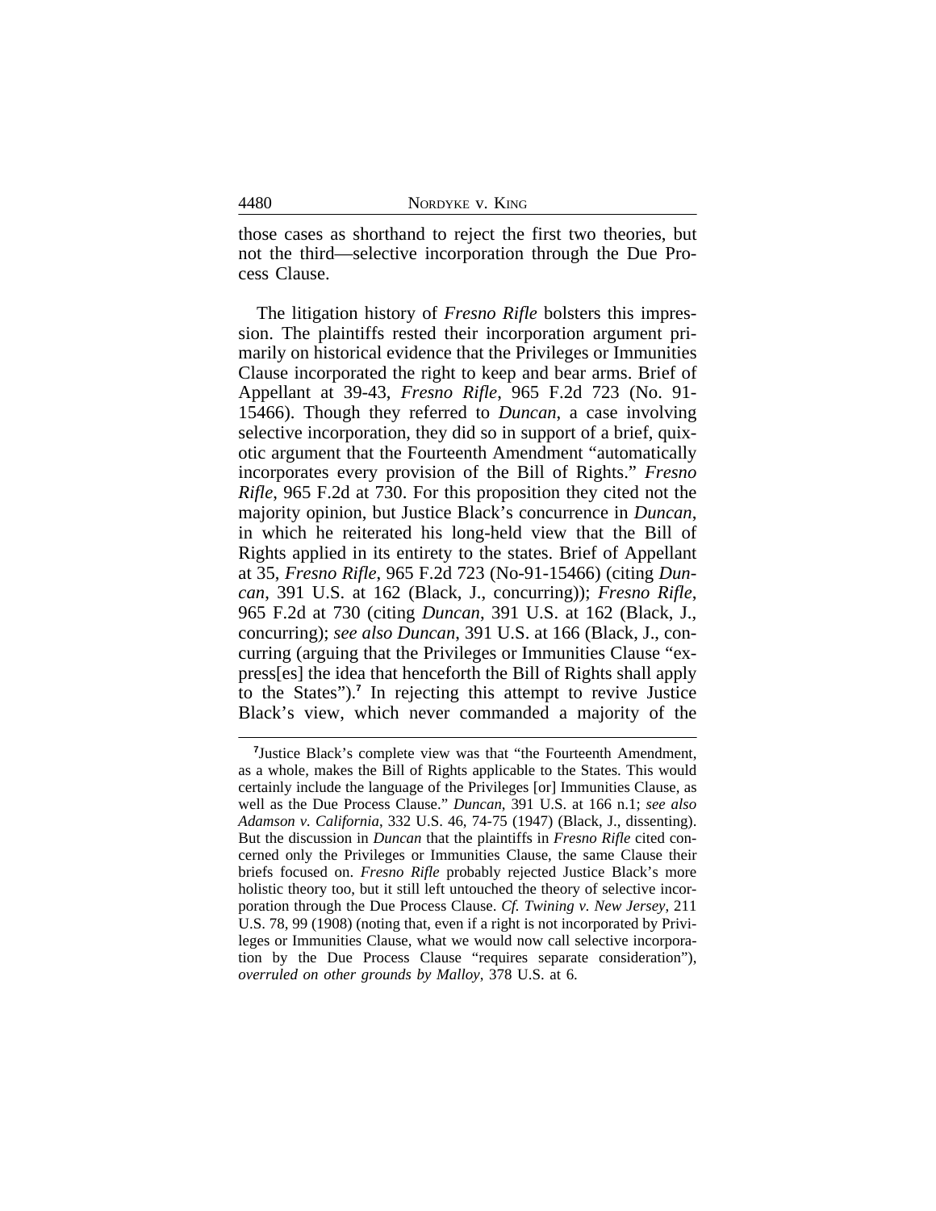those cases as shorthand to reject the first two theories, but not the third—selective incorporation through the Due Process Clause.

The litigation history of *Fresno Rifle* bolsters this impression. The plaintiffs rested their incorporation argument primarily on historical evidence that the Privileges or Immunities Clause incorporated the right to keep and bear arms. Brief of Appellant at 39-43, *Fresno Rifle*, 965 F.2d 723 (No. 91-15466). Though they referred to *Duncan*, a case involving selective incorporation, they did so in support of a brief, quixotic argument that the Fourteenth Amendment "automatically incorporates every provision of the Bill of Rights." *Fresno Rifle*, 965 F.2d at 730. For this proposition they cited not the majority opinion, but Justice Black's concurrence in *Duncan*, in which he reiterated his long-held view that the Bill of Rights applied in its entirety to the states. Brief of Appellant at 35, *Fresno Rifle*, 965 F.2d 723 (No-91-15466) (citing *Duncan*, 391 U.S. at 162 (Black, J., concurring)); *Fresno Rifle*, 965 F.2d at 730 (citing *Duncan*, 391 U.S. at 162 (Black, J., concurring); *see also Duncan*, 391 U.S. at 166 (Black, J., concurring (arguing that the Privileges or Immunities Clause "express[es] the idea that henceforth the Bill of Rights shall apply to the States").[7] In rejecting this attempt to revive Justice Black's view, which never commanded a majority of the

[7]Justice Black's complete view was that "the Fourteenth Amendment, as a whole, makes the Bill of Rights applicable to the States. This would certainly include the language of the Privileges [or] Immunities Clause, as well as the Due Process Clause." *Duncan*, 391 U.S. at 166 n.1; *see also Adamson v. California*, 332 U.S. 46, 74-75 (1947) (Black, J., dissenting). But the discussion in *Duncan* that the plaintiffs in *Fresno Rifle* cited concerned only the Privileges or Immunities Clause, the same Clause their briefs focused on. *Fresno Rifle* probably rejected Justice Black's more holistic theory too, but it still left untouched the theory of selective incorporation through the Due Process Clause. *Cf. Twining v. New Jersey*, 211 U.S. 78, 99 (1908) (noting that, even if a right is not incorporated by Privileges or Immunities Clause, what we would now call selective incorporation by the Due Process Clause "requires separate consideration"), *overruled on other grounds by Malloy*, 378 U.S. at 6.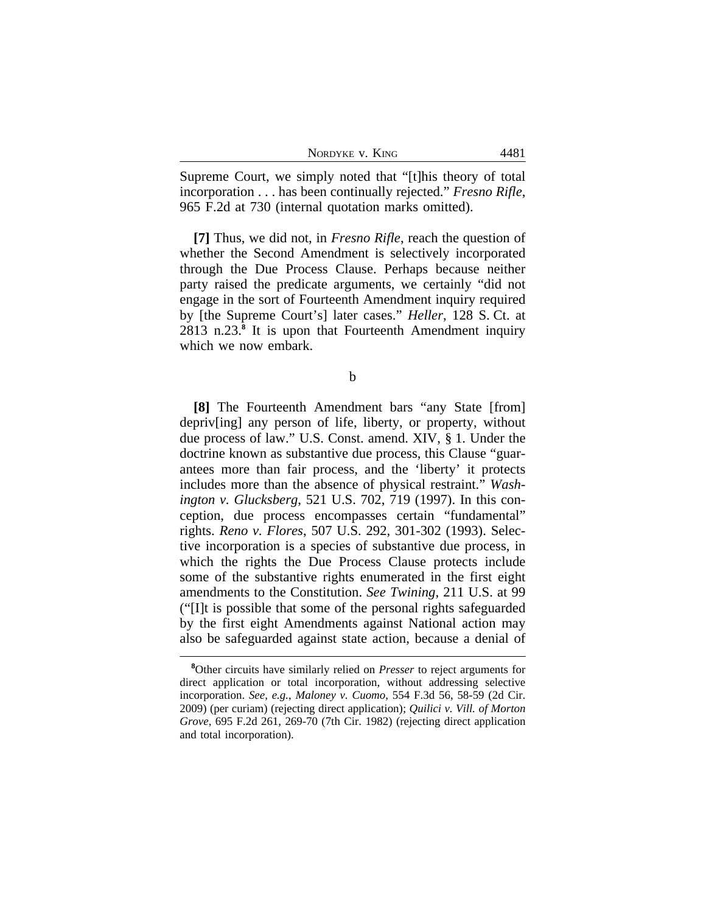Supreme Court, we simply noted that "[t]his theory of total incorporation . . . has been continually rejected." *Fresno Rifle*, 965 F.2d at 730 (internal quotation marks omitted).

**[7]** Thus, we did not, in *Fresno Rifle*, reach the question of whether the Second Amendment is selectively incorporated through the Due Process Clause. Perhaps because neither party raised the predicate arguments, we certainly "did not engage in the sort of Fourteenth Amendment inquiry required by [the Supreme Court's] later cases." *Heller*, 128 S. Ct. at 2813 n.23.[8] It is upon that Fourteenth Amendment inquiry which we now embark.

b

**[8]** The Fourteenth Amendment bars "any State [from] depriv[ing] any person of life, liberty, or property, without due process of law." U.S. Const. amend. XIV, § 1. Under the doctrine known as substantive due process, this Clause "guarantees more than fair process, and the 'liberty' it protects includes more than the absence of physical restraint." *Washington v. Glucksberg*, 521 U.S. 702, 719 (1997). In this conception, due process encompasses certain "fundamental" rights. *Reno v. Flores*, 507 U.S. 292, 301-302 (1993). Selective incorporation is a species of substantive due process, in which the rights the Due Process Clause protects include some of the substantive rights enumerated in the first eight amendments to the Constitution. *See Twining*, 211 U.S. at 99 ("[I]t is possible that some of the personal rights safeguarded by the first eight Amendments against National action may also be safeguarded against state action, because a denial of

---

[8]Other circuits have similarly relied on *Presser* to reject arguments for direct application or total incorporation, without addressing selective incorporation. *See, e.g., Maloney v. Cuomo*, 554 F.3d 56, 58-59 (2d Cir. 2009) (per curiam) (rejecting direct application); *Quilici v. Vill. of Morton Grove*, 695 F.2d 261, 269-70 (7th Cir. 1982) (rejecting direct application and total incorporation).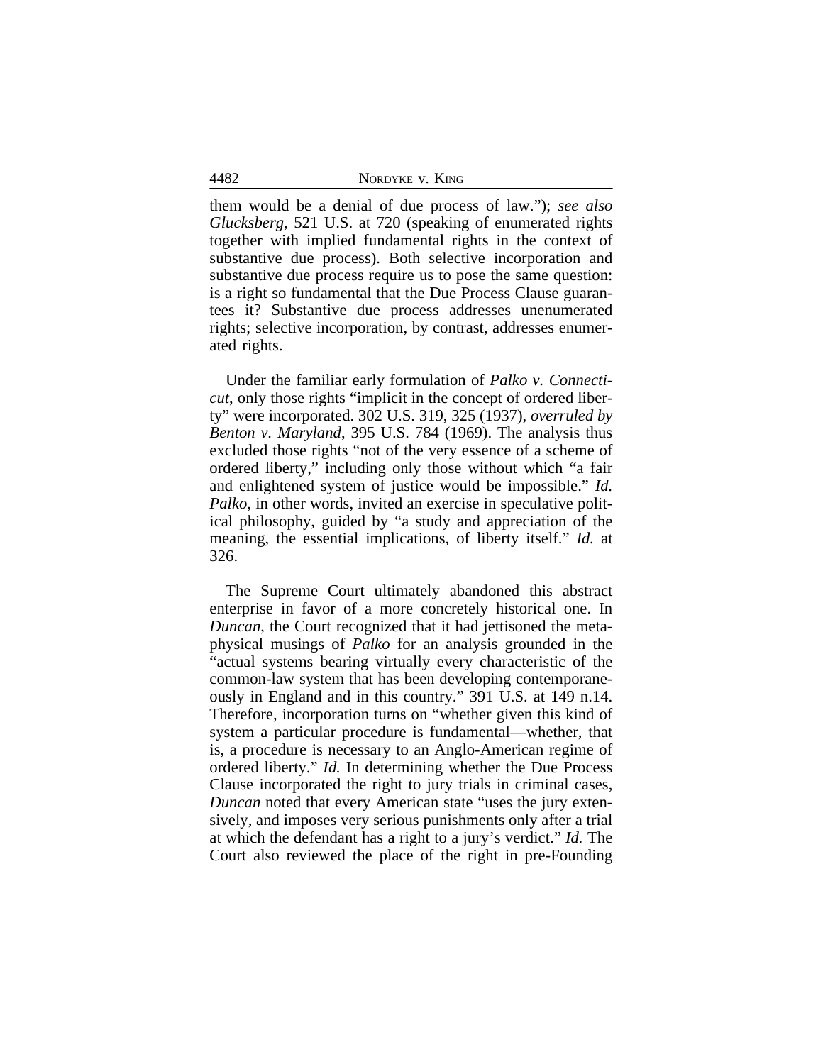them would be a denial of due process of law."); *see also* *Glucksberg*, 521 U.S. at 720 (speaking of enumerated rights together with implied fundamental rights in the context of substantive due process). Both selective incorporation and substantive due process require us to pose the same question: is a right so fundamental that the Due Process Clause guarantees it? Substantive due process addresses unenumerated rights; selective incorporation, by contrast, addresses enumerated rights.

Under the familiar early formulation of *Palko v. Connecticut*, only those rights "implicit in the concept of ordered liberty" were incorporated. 302 U.S. 319, 325 (1937), *overruled by* *Benton v. Maryland*, 395 U.S. 784 (1969). The analysis thus excluded those rights "not of the very essence of a scheme of ordered liberty," including only those without which "a fair and enlightened system of justice would be impossible." *Id.* *Palko*, in other words, invited an exercise in speculative political philosophy, guided by "a study and appreciation of the meaning, the essential implications, of liberty itself." *Id.* at 326.

The Supreme Court ultimately abandoned this abstract enterprise in favor of a more concretely historical one. In *Duncan*, the Court recognized that it had jettisoned the metaphysical musings of *Palko* for an analysis grounded in the "actual systems bearing virtually every characteristic of the common-law system that has been developing contemporaneously in England and in this country." 391 U.S. at 149 n.14. Therefore, incorporation turns on "whether given this kind of system a particular procedure is fundamental—whether, that is, a procedure is necessary to an Anglo-American regime of ordered liberty." *Id.* In determining whether the Due Process Clause incorporated the right to jury trials in criminal cases, *Duncan* noted that every American state "uses the jury extensively, and imposes very serious punishments only after a trial at which the defendant has a right to a jury's verdict." *Id.* The Court also reviewed the place of the right in pre-Founding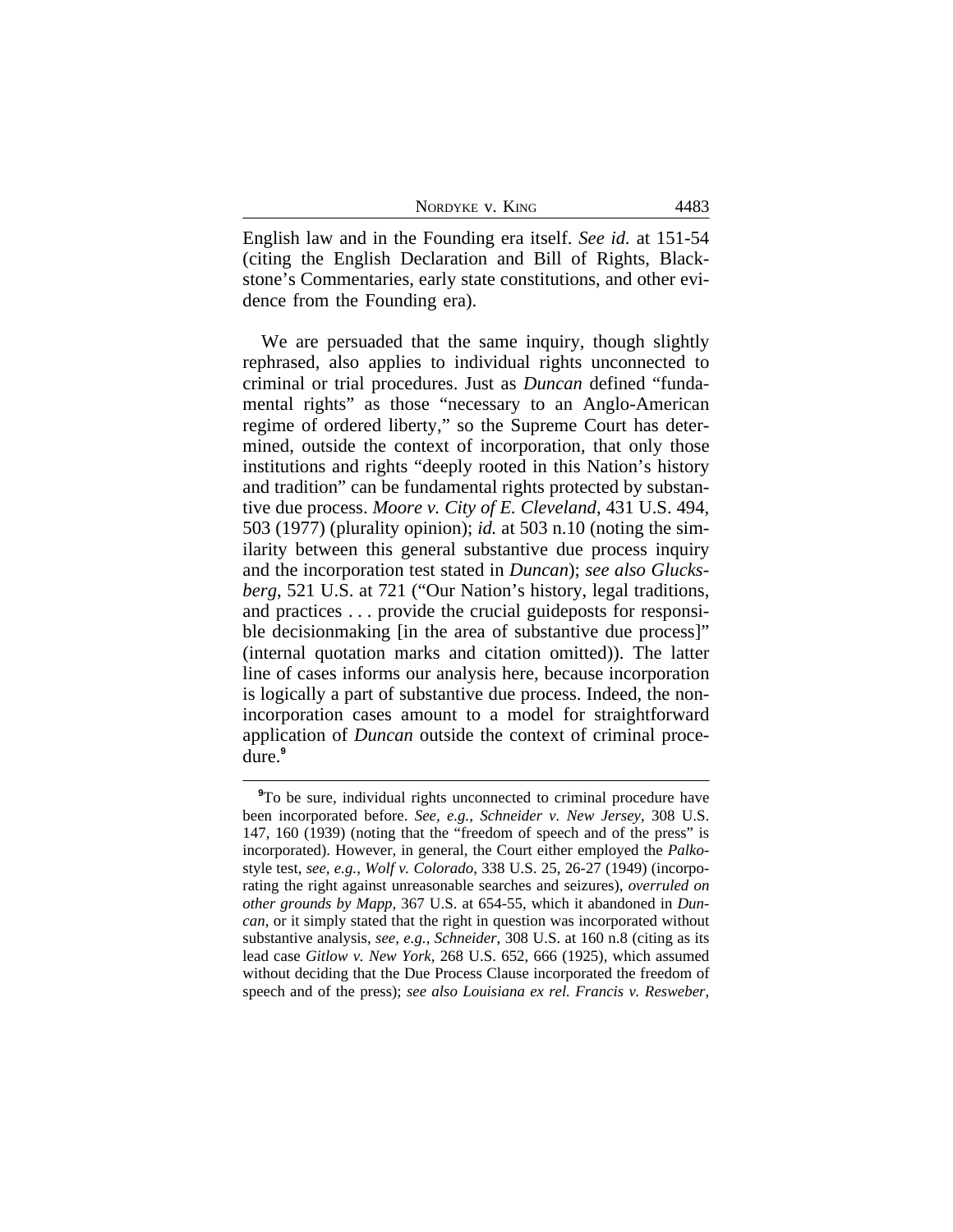English law and in the Founding era itself. *See id.* at 151-54 (citing the English Declaration and Bill of Rights, Blackstone's Commentaries, early state constitutions, and other evidence from the Founding era).

We are persuaded that the same inquiry, though slightly rephrased, also applies to individual rights unconnected to criminal or trial procedures. Just as *Duncan* defined "fundamental rights" as those "necessary to an Anglo-American regime of ordered liberty," so the Supreme Court has determined, outside the context of incorporation, that only those institutions and rights "deeply rooted in this Nation's history and tradition" can be fundamental rights protected by substantive due process. *Moore v. City of E. Cleveland*, 431 U.S. 494, 503 (1977) (plurality opinion); *id.* at 503 n.10 (noting the similarity between this general substantive due process inquiry and the incorporation test stated in *Duncan*); *see also Glucksberg*, 521 U.S. at 721 ("Our Nation's history, legal traditions, and practices . . . provide the crucial guideposts for responsible decisionmaking [in the area of substantive due process]" (internal quotation marks and citation omitted)). The latter line of cases informs our analysis here, because incorporation is logically a part of substantive due process. Indeed, the non-incorporation cases amount to a model for straightforward application of *Duncan* outside the context of criminal procedure.[9]

[9]To be sure, individual rights unconnected to criminal procedure have been incorporated before. *See, e.g.*, *Schneider v. New Jersey*, 308 U.S. 147, 160 (1939) (noting that the "freedom of speech and of the press" is incorporated). However, in general, the Court either employed the *Palko*-style test, *see, e.g.*, *Wolf v. Colorado*, 338 U.S. 25, 26-27 (1949) (incorporating the right against unreasonable searches and seizures), *overruled on other grounds by Mapp*, 367 U.S. at 654-55, which it abandoned in *Duncan*, or it simply stated that the right in question was incorporated without substantive analysis, *see, e.g.*, *Schneider*, 308 U.S. at 160 n.8 (citing as its lead case *Gitlow v. New York*, 268 U.S. 652, 666 (1925), which assumed without deciding that the Due Process Clause incorporated the freedom of speech and of the press); *see also Louisiana ex rel. Francis v. Resweber*,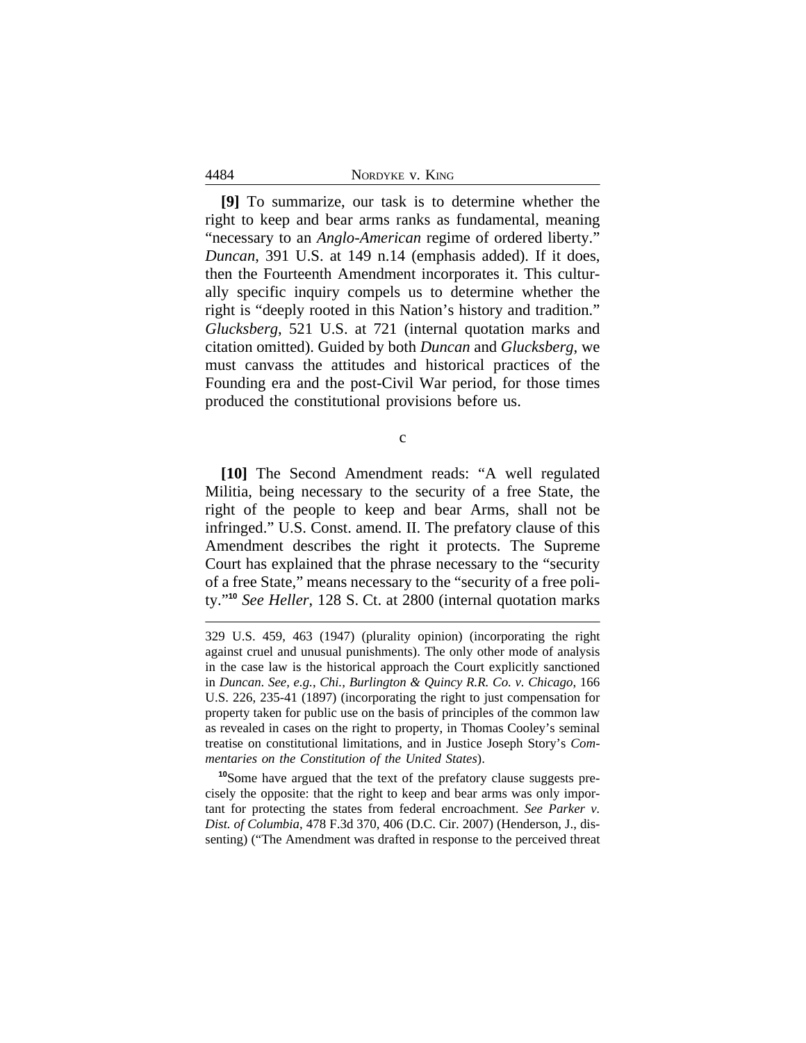**[9]** To summarize, our task is to determine whether the right to keep and bear arms ranks as fundamental, meaning "necessary to an *Anglo-American* regime of ordered liberty." *Duncan*, 391 U.S. at 149 n.14 (emphasis added). If it does, then the Fourteenth Amendment incorporates it. This culturally specific inquiry compels us to determine whether the right is "deeply rooted in this Nation's history and tradition." *Glucksberg*, 521 U.S. at 721 (internal quotation marks and citation omitted). Guided by both *Duncan* and *Glucksberg*, we must canvass the attitudes and historical practices of the Founding era and the post-Civil War period, for those times produced the constitutional provisions before us.

c

**[10]** The Second Amendment reads: "A well regulated Militia, being necessary to the security of a free State, the right of the people to keep and bear Arms, shall not be infringed." U.S. Const. amend. II. The prefatory clause of this Amendment describes the right it protects. The Supreme Court has explained that the phrase necessary to the "security of a free State," means necessary to the "security of a free polity."[10] *See Heller*, 128 S. Ct. at 2800 (internal quotation marks

---

329 U.S. 459, 463 (1947) (plurality opinion) (incorporating the right against cruel and unusual punishments). The only other mode of analysis in the case law is the historical approach the Court explicitly sanctioned in *Duncan*. *See, e.g.*, *Chi., Burlington & Quincy R.R. Co. v. Chicago*, 166 U.S. 226, 235-41 (1897) (incorporating the right to just compensation for property taken for public use on the basis of principles of the common law as revealed in cases on the right to property, in Thomas Cooley's seminal treatise on constitutional limitations, and in Justice Joseph Story's *Commentaries on the Constitution of the United States*).

[10] Some have argued that the text of the prefatory clause suggests precisely the opposite: that the right to keep and bear arms was only important for protecting the states from federal encroachment. *See Parker v. Dist. of Columbia*, 478 F.3d 370, 406 (D.C. Cir. 2007) (Henderson, J., dissenting) ("The Amendment was drafted in response to the perceived threat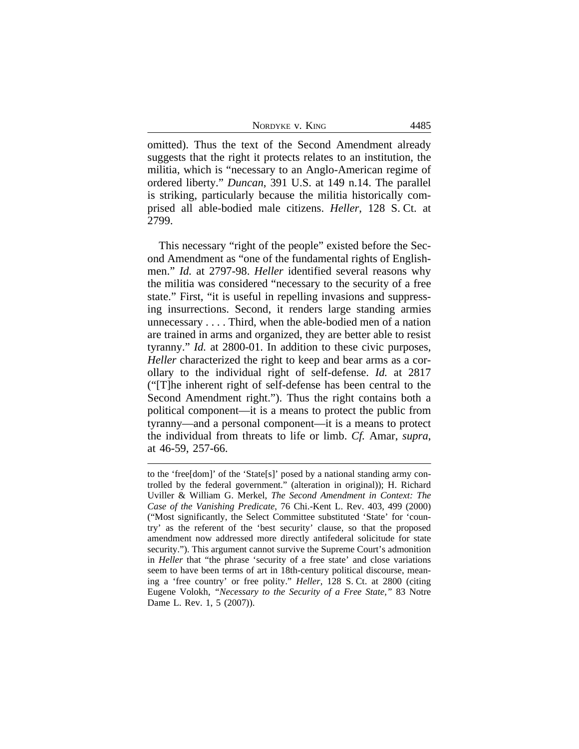omitted). Thus the text of the Second Amendment already suggests that the right it protects relates to an institution, the militia, which is "necessary to an Anglo-American regime of ordered liberty." *Duncan*, 391 U.S. at 149 n.14. The parallel is striking, particularly because the militia historically comprised all able-bodied male citizens. *Heller*, 128 S. Ct. at 2799.

This necessary "right of the people" existed before the Second Amendment as "one of the fundamental rights of Englishmen." *Id.* at 2797-98. *Heller* identified several reasons why the militia was considered "necessary to the security of a free state." First, "it is useful in repelling invasions and suppressing insurrections. Second, it renders large standing armies unnecessary . . . . Third, when the able-bodied men of a nation are trained in arms and organized, they are better able to resist tyranny." *Id.* at 2800-01. In addition to these civic purposes, *Heller* characterized the right to keep and bear arms as a corollary to the individual right of self-defense. *Id.* at 2817 ("[T]he inherent right of self-defense has been central to the Second Amendment right."). Thus the right contains both a political component—it is a means to protect the public from tyranny—and a personal component—it is a means to protect the individual from threats to life or limb. *Cf.* Amar, *supra*, at 46-59, 257-66.

---

to the 'free[dom]' of the 'State[s]' posed by a national standing army controlled by the federal government." (alteration in original)); H. Richard Uviller & William G. Merkel, *The Second Amendment in Context: The Case of the Vanishing Predicate*, 76 Chi.-Kent L. Rev. 403, 499 (2000) ("Most significantly, the Select Committee substituted 'State' for 'country' as the referent of the 'best security' clause, so that the proposed amendment now addressed more directly antifederal solicitude for state security."). This argument cannot survive the Supreme Court's admonition in *Heller* that "the phrase 'security of a free state' and close variations seem to have been terms of art in 18th-century political discourse, meaning a 'free country' or free polity." *Heller*, 128 S. Ct. at 2800 (citing Eugene Volokh, *"Necessary to the Security of a Free State,"* 83 Notre Dame L. Rev. 1, 5 (2007)).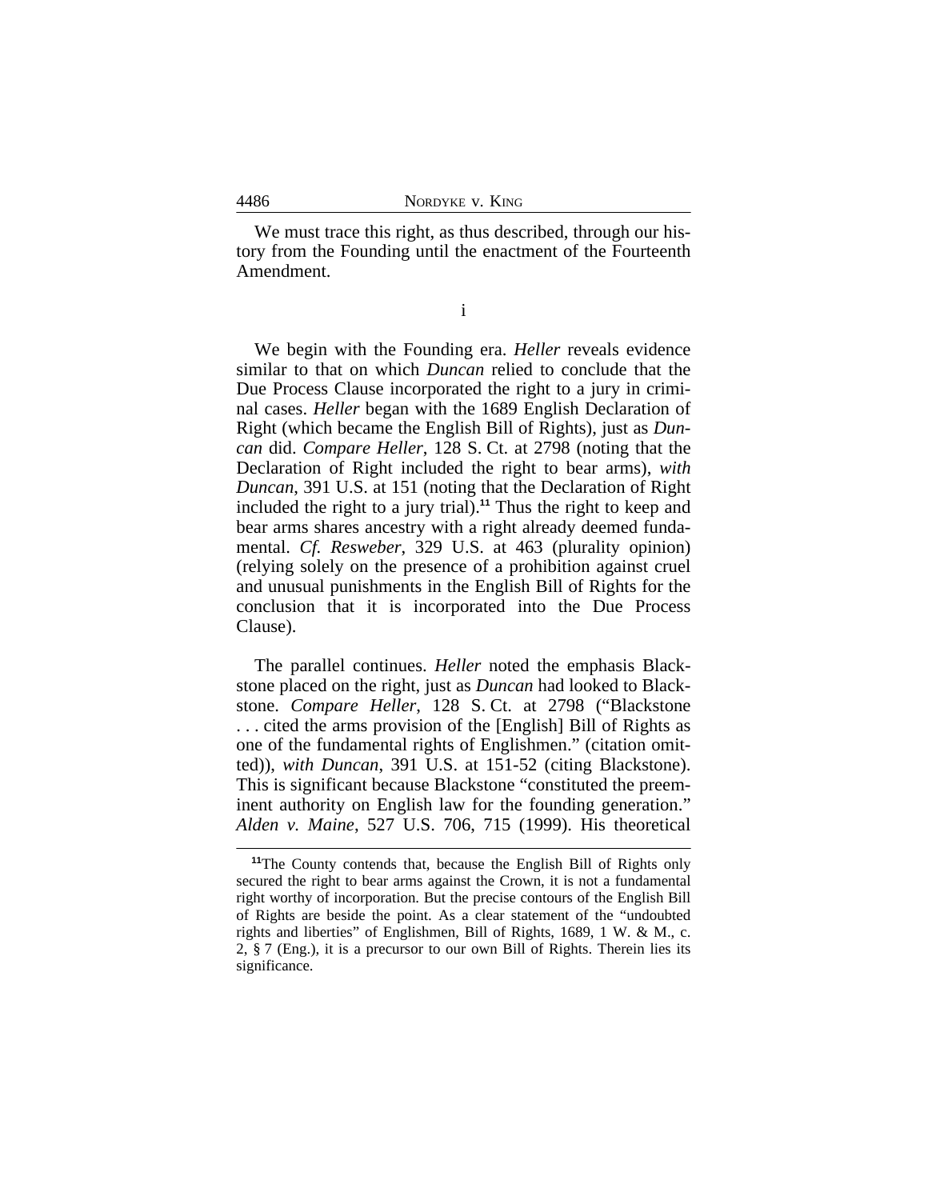We must trace this right, as thus described, through our history from the Founding until the enactment of the Fourteenth Amendment.

i

We begin with the Founding era. *Heller* reveals evidence similar to that on which *Duncan* relied to conclude that the Due Process Clause incorporated the right to a jury in criminal cases. *Heller* began with the 1689 English Declaration of Right (which became the English Bill of Rights), just as *Duncan* did. *Compare Heller*, 128 S. Ct. at 2798 (noting that the Declaration of Right included the right to bear arms), *with Duncan*, 391 U.S. at 151 (noting that the Declaration of Right included the right to a jury trial).[11] Thus the right to keep and bear arms shares ancestry with a right already deemed fundamental. *Cf. Resweber*, 329 U.S. at 463 (plurality opinion) (relying solely on the presence of a prohibition against cruel and unusual punishments in the English Bill of Rights for the conclusion that it is incorporated into the Due Process Clause).

The parallel continues. *Heller* noted the emphasis Blackstone placed on the right, just as *Duncan* had looked to Blackstone. *Compare Heller*, 128 S. Ct. at 2798 ("Blackstone . . . cited the arms provision of the [English] Bill of Rights as one of the fundamental rights of Englishmen." (citation omitted)), *with Duncan*, 391 U.S. at 151-52 (citing Blackstone). This is significant because Blackstone "constituted the preeminent authority on English law for the founding generation." *Alden v. Maine*, 527 U.S. 706, 715 (1999). His theoretical

[11] The County contends that, because the English Bill of Rights only secured the right to bear arms against the Crown, it is not a fundamental right worthy of incorporation. But the precise contours of the English Bill of Rights are beside the point. As a clear statement of the "undoubted rights and liberties" of Englishmen, Bill of Rights, 1689, 1 W. & M., c. 2, § 7 (Eng.), it is a precursor to our own Bill of Rights. Therein lies its significance.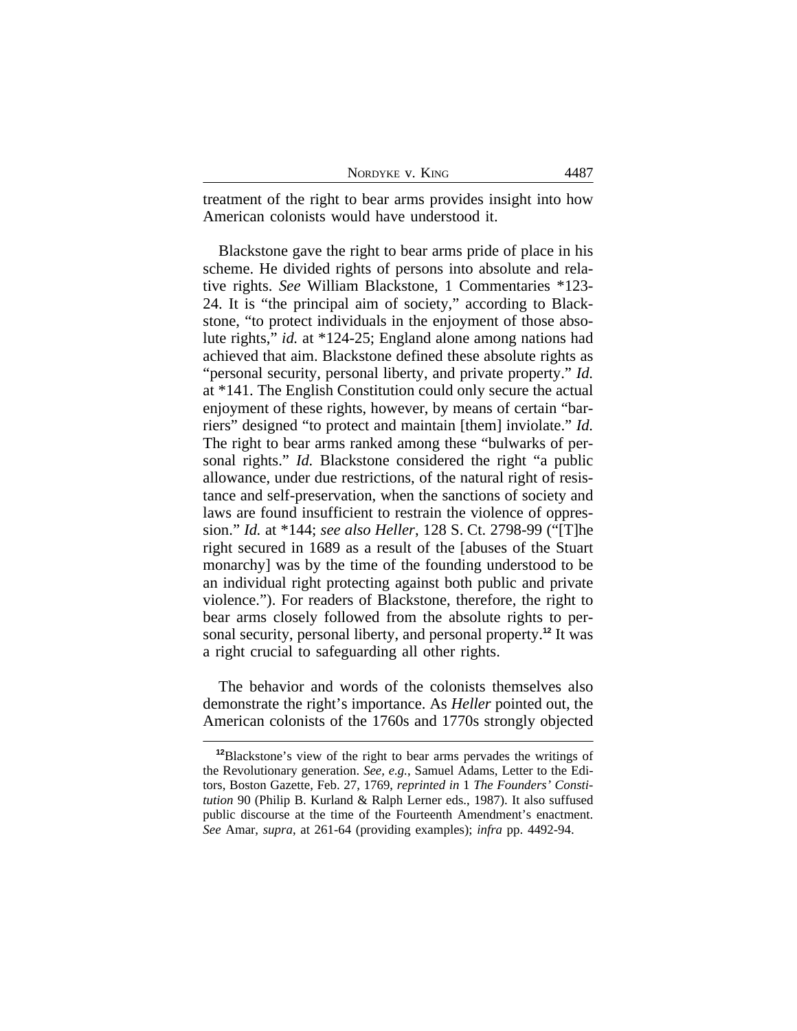treatment of the right to bear arms provides insight into how American colonists would have understood it.

Blackstone gave the right to bear arms pride of place in his scheme. He divided rights of persons into absolute and relative rights. *See* William Blackstone, 1 Commentaries *123-24. It is "the principal aim of society," according to Blackstone, "to protect individuals in the enjoyment of those absolute rights," *id.* at *124-25; England alone among nations had achieved that aim. Blackstone defined these absolute rights as "personal security, personal liberty, and private property." *Id.* at *141. The English Constitution could only secure the actual enjoyment of these rights, however, by means of certain "barriers" designed "to protect and maintain [them] inviolate." *Id.* The right to bear arms ranked among these "bulwarks of personal rights." *Id.* Blackstone considered the right "a public allowance, under due restrictions, of the natural right of resistance and self-preservation, when the sanctions of society and laws are found insufficient to restrain the violence of oppression." *Id.* at *144; *see also Heller*, 128 S. Ct. 2798-99 ("[T]he right secured in 1689 as a result of the [abuses of the Stuart monarchy] was by the time of the founding understood to be an individual right protecting against both public and private violence."). For readers of Blackstone, therefore, the right to bear arms closely followed from the absolute rights to personal security, personal liberty, and personal property.[12] It was a right crucial to safeguarding all other rights.

The behavior and words of the colonists themselves also demonstrate the right's importance. As *Heller* pointed out, the American colonists of the 1760s and 1770s strongly objected

---

[12]Blackstone's view of the right to bear arms pervades the writings of the Revolutionary generation. *See, e.g.*, Samuel Adams, Letter to the Editors, Boston Gazette, Feb. 27, 1769, *reprinted in* 1 *The Founders' Constitution* 90 (Philip B. Kurland & Ralph Lerner eds., 1987). It also suffused public discourse at the time of the Fourteenth Amendment's enactment. *See* Amar, *supra*, at 261-64 (providing examples); *infra* pp. 4492-94.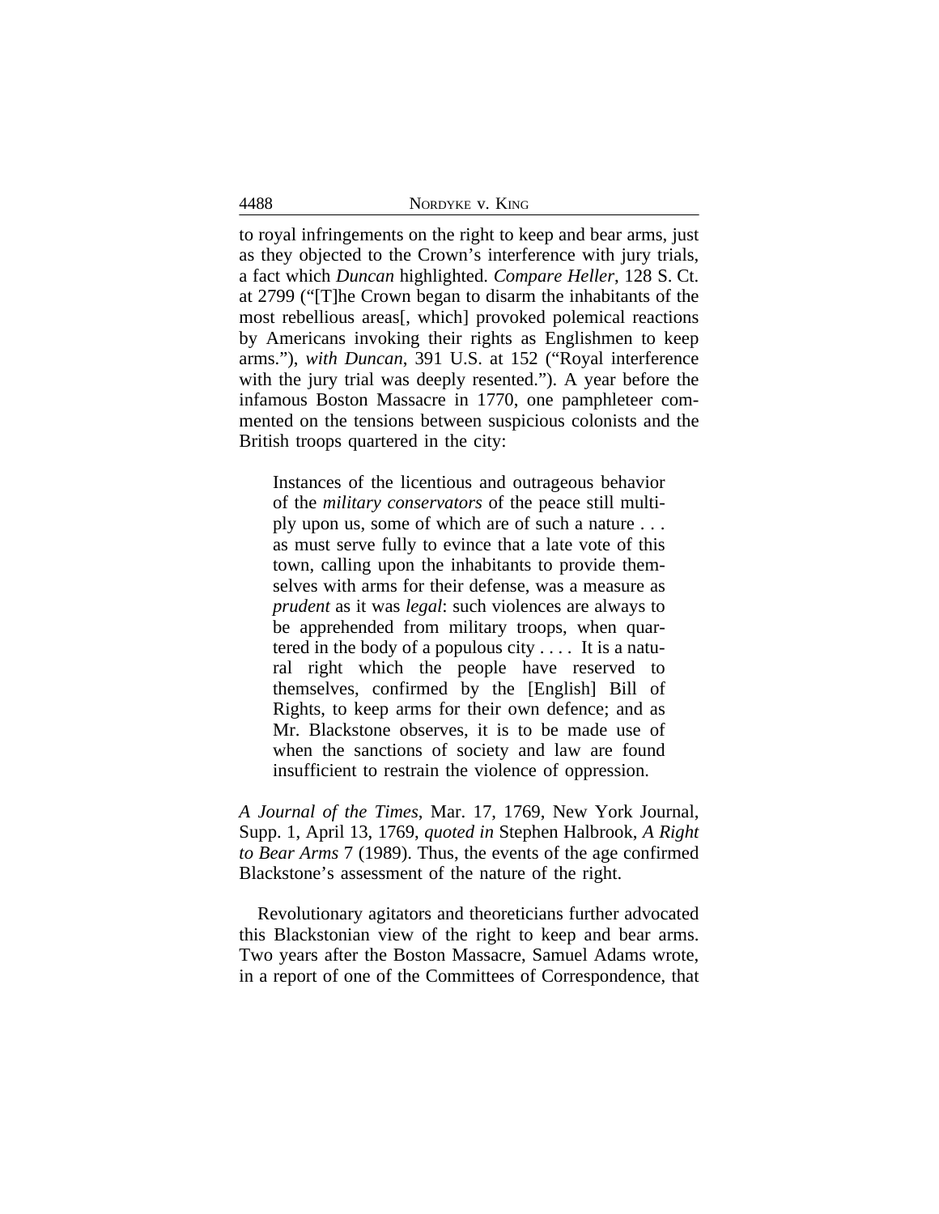to royal infringements on the right to keep and bear arms, just as they objected to the Crown's interference with jury trials, a fact which *Duncan* highlighted. *Compare Heller*, 128 S. Ct. at 2799 ("[T]he Crown began to disarm the inhabitants of the most rebellious areas[, which] provoked polemical reactions by Americans invoking their rights as Englishmen to keep arms."), *with Duncan*, 391 U.S. at 152 ("Royal interference with the jury trial was deeply resented."). A year before the infamous Boston Massacre in 1770, one pamphleteer commented on the tensions between suspicious colonists and the British troops quartered in the city:

> Instances of the licentious and outrageous behavior of the *military conservators* of the peace still multiply upon us, some of which are of such a nature . . . as must serve fully to evince that a late vote of this town, calling upon the inhabitants to provide themselves with arms for their defense, was a measure as *prudent* as it was *legal*: such violences are always to be apprehended from military troops, when quartered in the body of a populous city . . . . It is a natural right which the people have reserved to themselves, confirmed by the [English] Bill of Rights, to keep arms for their own defence; and as Mr. Blackstone observes, it is to be made use of when the sanctions of society and law are found insufficient to restrain the violence of oppression.

*A Journal of the Times*, Mar. 17, 1769, New York Journal, Supp. 1, April 13, 1769, *quoted in* Stephen Halbrook, *A Right to Bear Arms* 7 (1989). Thus, the events of the age confirmed Blackstone's assessment of the nature of the right.

Revolutionary agitators and theoreticians further advocated this Blackstonian view of the right to keep and bear arms. Two years after the Boston Massacre, Samuel Adams wrote, in a report of one of the Committees of Correspondence, that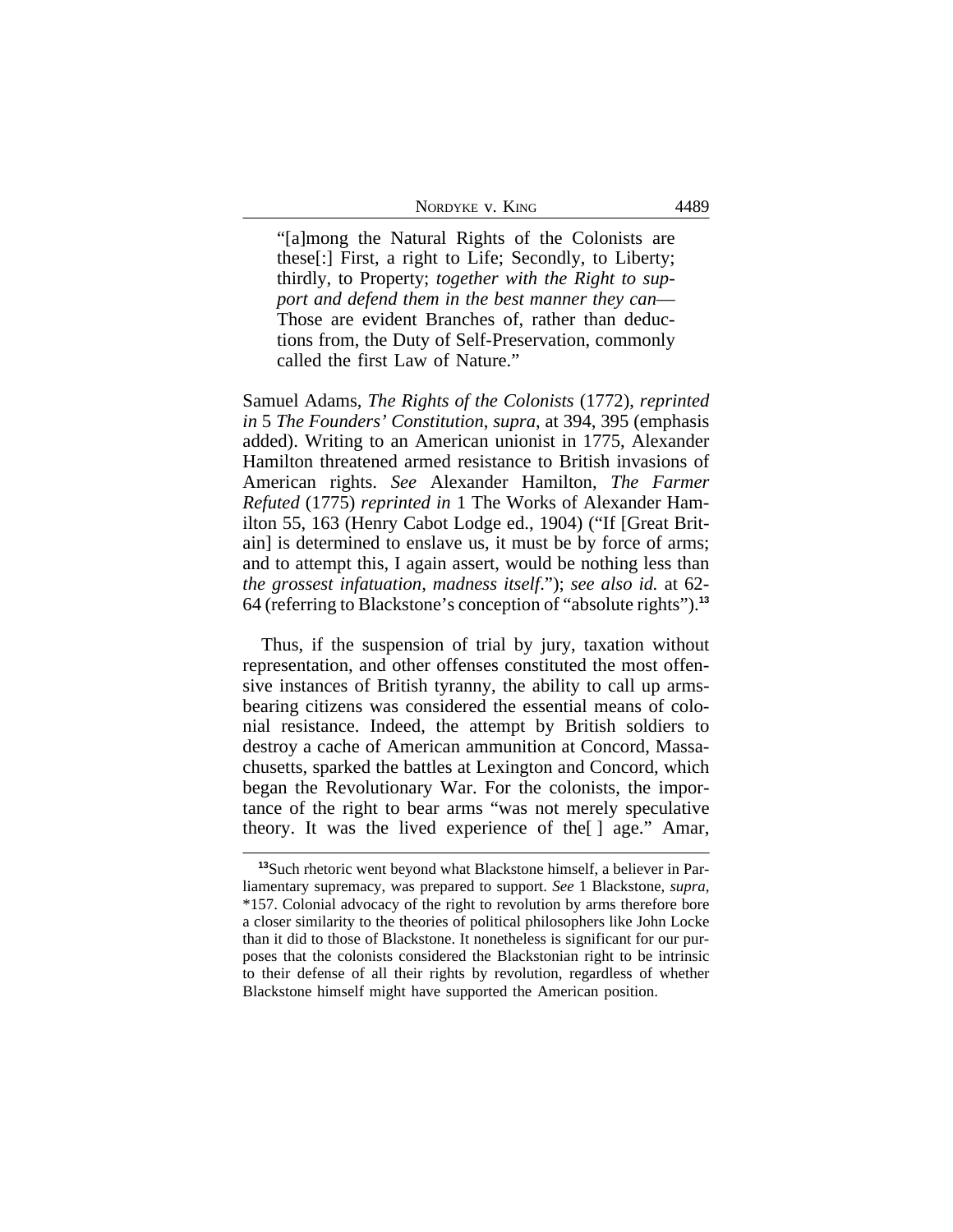> "[a]mong the Natural Rights of the Colonists are these[:] First, a right to Life; Secondly, to Liberty; thirdly, to Property; *together with the Right to support and defend them in the best manner they can*— Those are evident Branches of, rather than deductions from, the Duty of Self-Preservation, commonly called the first Law of Nature."

Samuel Adams, *The Rights of the Colonists* (1772), *reprinted in* 5 *The Founders' Constitution*, *supra*, at 394, 395 (emphasis added). Writing to an American unionist in 1775, Alexander Hamilton threatened armed resistance to British invasions of American rights. *See* Alexander Hamilton, *The Farmer Refuted* (1775) *reprinted in* 1 The Works of Alexander Hamilton 55, 163 (Henry Cabot Lodge ed., 1904) ("If [Great Britain] is determined to enslave us, it must be by force of arms; and to attempt this, I again assert, would be nothing less than *the grossest infatuation, madness itself*."); *see also id.* at 62-64 (referring to Blackstone's conception of "absolute rights").[13]

Thus, if the suspension of trial by jury, taxation without representation, and other offenses constituted the most offensive instances of British tyranny, the ability to call up arms-bearing citizens was considered the essential means of colonial resistance. Indeed, the attempt by British soldiers to destroy a cache of American ammunition at Concord, Massachusetts, sparked the battles at Lexington and Concord, which began the Revolutionary War. For the colonists, the importance of the right to bear arms "was not merely speculative theory. It was the lived experience of the[ ] age." Amar,

---

[13]Such rhetoric went beyond what Blackstone himself, a believer in Parliamentary supremacy, was prepared to support. *See* 1 Blackstone, *supra*, *157. Colonial advocacy of the right to revolution by arms therefore bore a closer similarity to the theories of political philosophers like John Locke than it did to those of Blackstone. It nonetheless is significant for our purposes that the colonists considered the Blackstonian right to be intrinsic to their defense of all their rights by revolution, regardless of whether Blackstone himself might have supported the American position.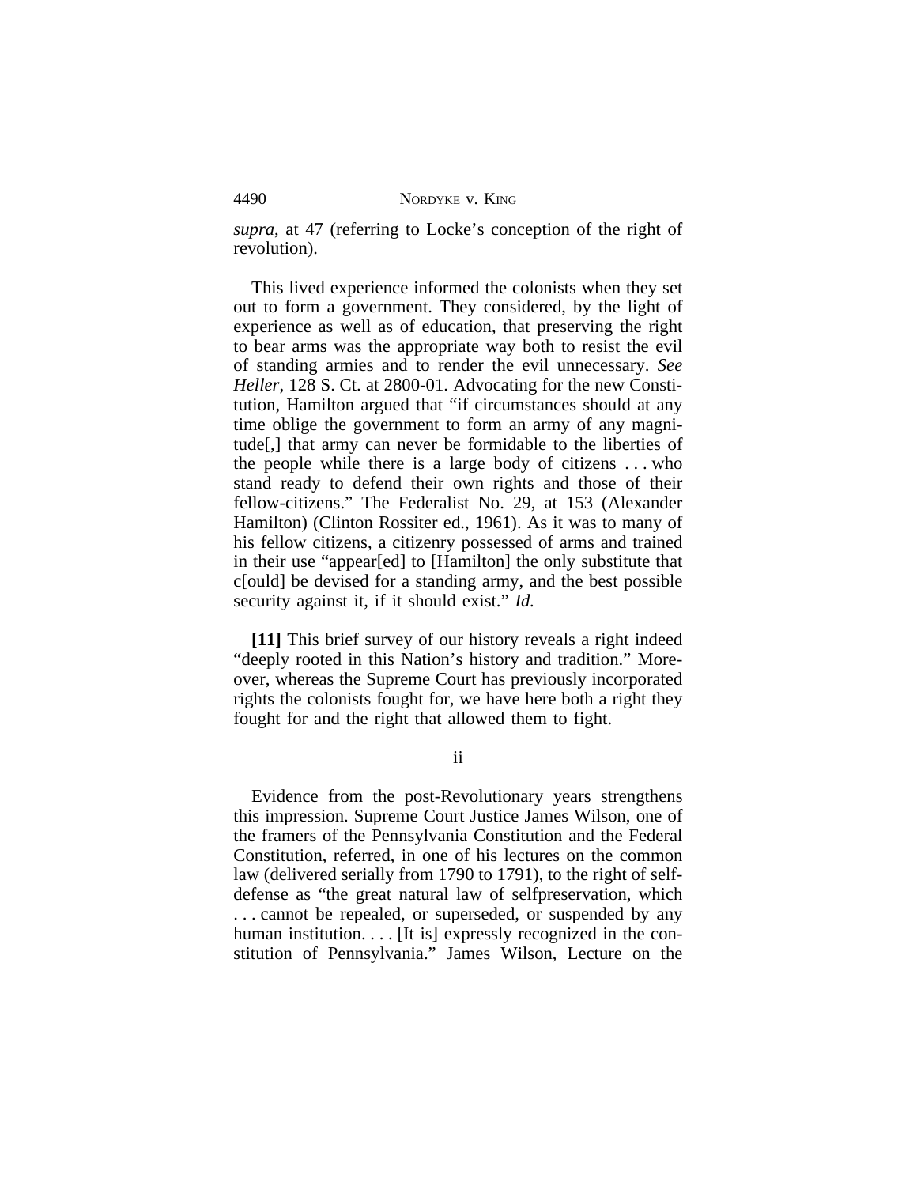*supra*, at 47 (referring to Locke's conception of the right of revolution).

This lived experience informed the colonists when they set out to form a government. They considered, by the light of experience as well as of education, that preserving the right to bear arms was the appropriate way both to resist the evil of standing armies and to render the evil unnecessary. *See Heller*, 128 S. Ct. at 2800-01. Advocating for the new Constitution, Hamilton argued that "if circumstances should at any time oblige the government to form an army of any magnitude[,] that army can never be formidable to the liberties of the people while there is a large body of citizens . . . who stand ready to defend their own rights and those of their fellow-citizens." The Federalist No. 29, at 153 (Alexander Hamilton) (Clinton Rossiter ed., 1961). As it was to many of his fellow citizens, a citizenry possessed of arms and trained in their use "appear[ed] to [Hamilton] the only substitute that c[ould] be devised for a standing army, and the best possible security against it, if it should exist." *Id.*

**[11]** This brief survey of our history reveals a right indeed "deeply rooted in this Nation's history and tradition." Moreover, whereas the Supreme Court has previously incorporated rights the colonists fought for, we have here both a right they fought for and the right that allowed them to fight.

ii

Evidence from the post-Revolutionary years strengthens this impression. Supreme Court Justice James Wilson, one of the framers of the Pennsylvania Constitution and the Federal Constitution, referred, in one of his lectures on the common law (delivered serially from 1790 to 1791), to the right of self-defense as "the great natural law of selfpreservation, which . . . cannot be repealed, or superseded, or suspended by any human institution. . . . [It is] expressly recognized in the constitution of Pennsylvania." James Wilson, Lecture on the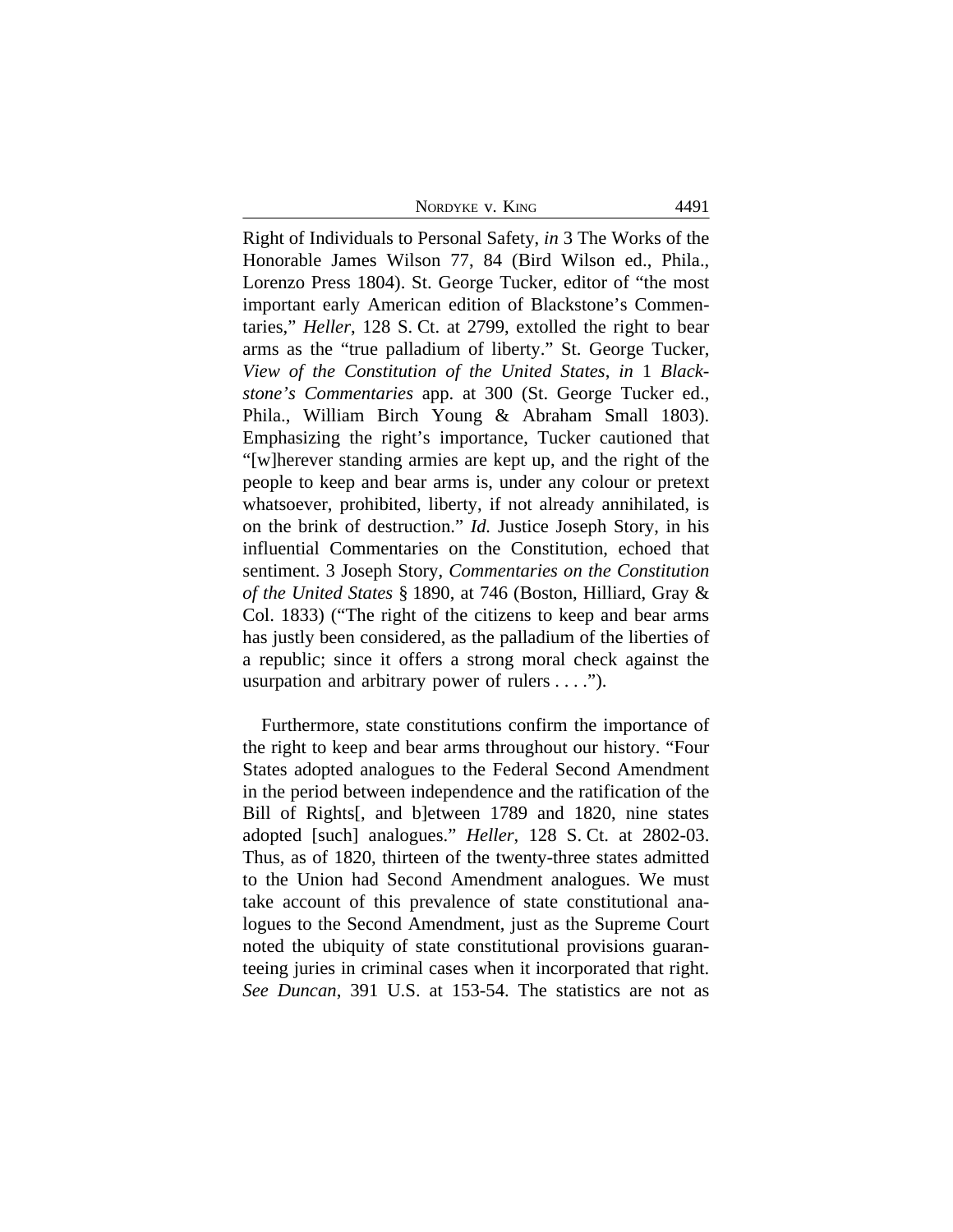Right of Individuals to Personal Safety, *in* 3 The Works of the Honorable James Wilson 77, 84 (Bird Wilson ed., Phila., Lorenzo Press 1804). St. George Tucker, editor of "the most important early American edition of Blackstone's Commentaries," *Heller*, 128 S. Ct. at 2799, extolled the right to bear arms as the "true palladium of liberty." St. George Tucker, *View of the Constitution of the United States*, *in* 1 *Blackstone's Commentaries* app. at 300 (St. George Tucker ed., Phila., William Birch Young & Abraham Small 1803). Emphasizing the right's importance, Tucker cautioned that "[w]herever standing armies are kept up, and the right of the people to keep and bear arms is, under any colour or pretext whatsoever, prohibited, liberty, if not already annihilated, is on the brink of destruction." *Id.* Justice Joseph Story, in his influential Commentaries on the Constitution, echoed that sentiment. 3 Joseph Story, *Commentaries on the Constitution of the United States* § 1890, at 746 (Boston, Hilliard, Gray & Col. 1833) ("The right of the citizens to keep and bear arms has justly been considered, as the palladium of the liberties of a republic; since it offers a strong moral check against the usurpation and arbitrary power of rulers . . . .").

Furthermore, state constitutions confirm the importance of the right to keep and bear arms throughout our history. "Four States adopted analogues to the Federal Second Amendment in the period between independence and the ratification of the Bill of Rights[, and b]etween 1789 and 1820, nine states adopted [such] analogues." *Heller*, 128 S. Ct. at 2802-03. Thus, as of 1820, thirteen of the twenty-three states admitted to the Union had Second Amendment analogues. We must take account of this prevalence of state constitutional analogues to the Second Amendment, just as the Supreme Court noted the ubiquity of state constitutional provisions guaranteeing juries in criminal cases when it incorporated that right. *See Duncan*, 391 U.S. at 153-54. The statistics are not as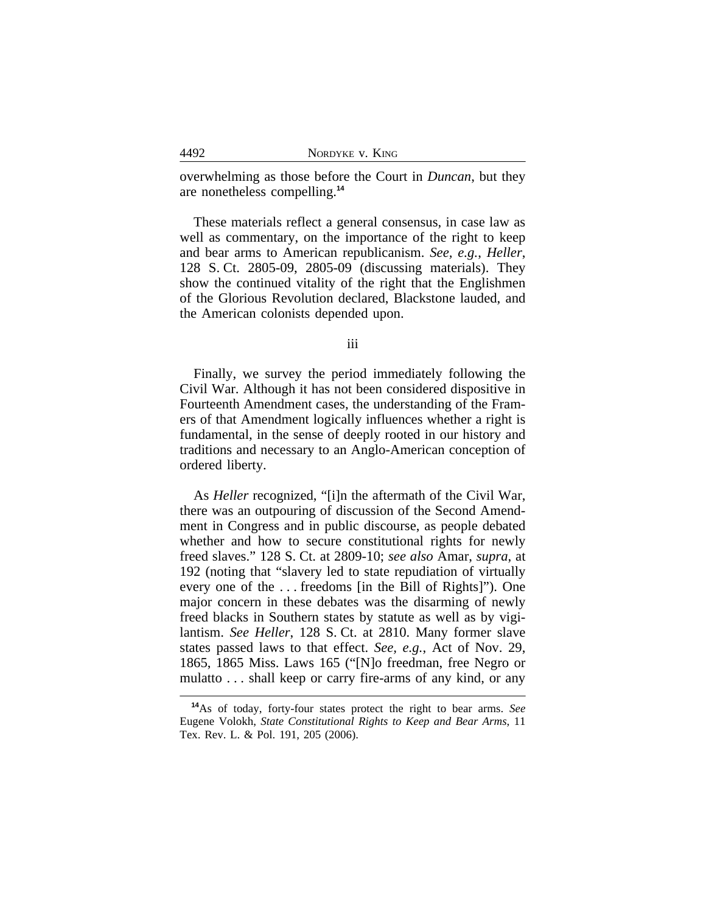overwhelming as those before the Court in *Duncan*, but they are nonetheless compelling.[14]

These materials reflect a general consensus, in case law as well as commentary, on the importance of the right to keep and bear arms to American republicanism. *See, e.g.*, *Heller*, 128 S. Ct. 2805-09, 2805-09 (discussing materials). They show the continued vitality of the right that the Englishmen of the Glorious Revolution declared, Blackstone lauded, and the American colonists depended upon.

iii

Finally, we survey the period immediately following the Civil War. Although it has not been considered dispositive in Fourteenth Amendment cases, the understanding of the Framers of that Amendment logically influences whether a right is fundamental, in the sense of deeply rooted in our history and traditions and necessary to an Anglo-American conception of ordered liberty.

As *Heller* recognized, "[i]n the aftermath of the Civil War, there was an outpouring of discussion of the Second Amendment in Congress and in public discourse, as people debated whether and how to secure constitutional rights for newly freed slaves." 128 S. Ct. at 2809-10; *see also* Amar, *supra*, at 192 (noting that "slavery led to state repudiation of virtually every one of the . . . freedoms [in the Bill of Rights]"). One major concern in these debates was the disarming of newly freed blacks in Southern states by statute as well as by vigilantism. *See Heller*, 128 S. Ct. at 2810. Many former slave states passed laws to that effect. *See, e.g.*, Act of Nov. 29, 1865, 1865 Miss. Laws 165 ("[N]o freedman, free Negro or mulatto . . . shall keep or carry fire-arms of any kind, or any

[14] As of today, forty-four states protect the right to bear arms. *See* Eugene Volokh, *State Constitutional Rights to Keep and Bear Arms*, 11 Tex. Rev. L. & Pol. 191, 205 (2006).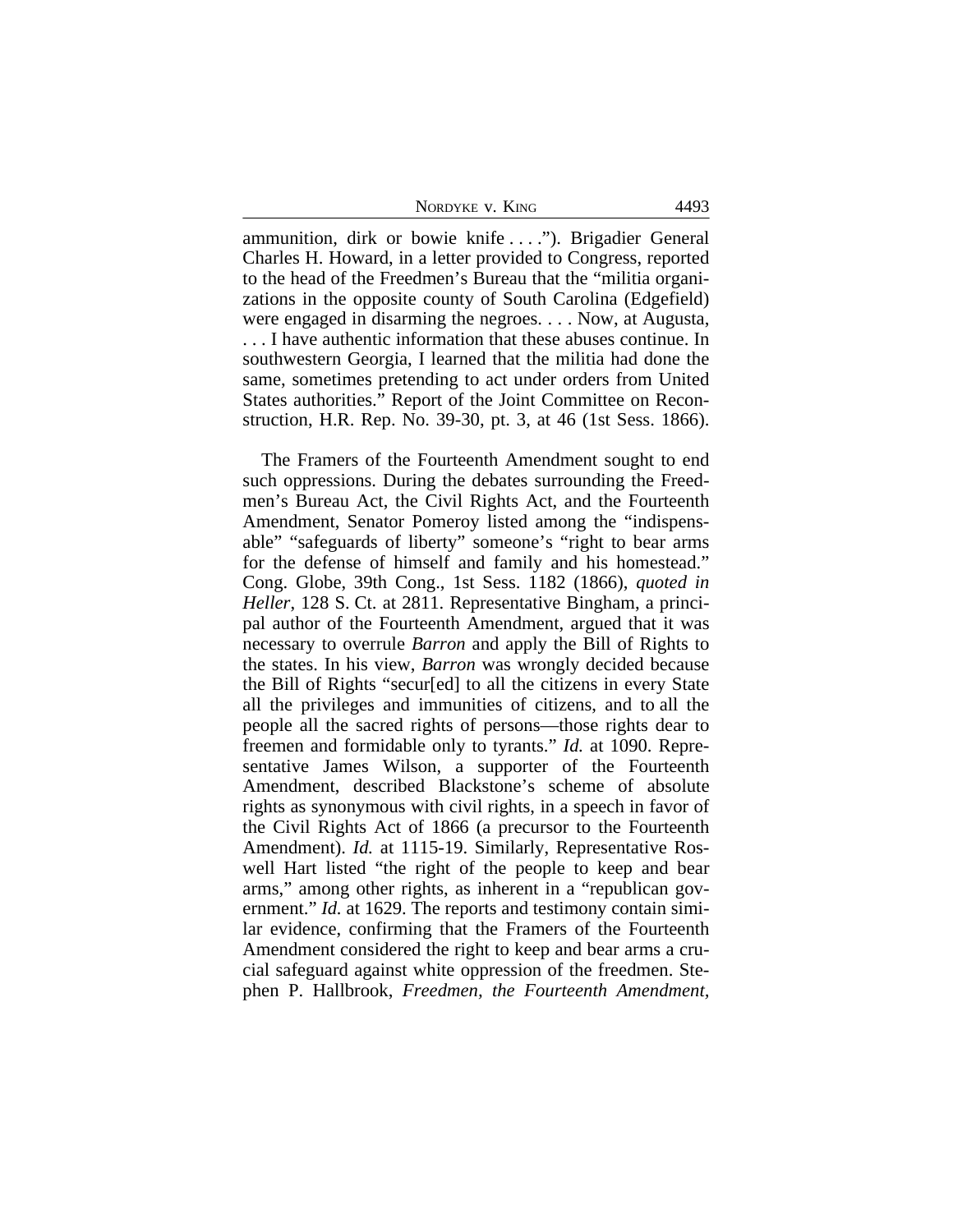ammunition, dirk or bowie knife . . . ."). Brigadier General Charles H. Howard, in a letter provided to Congress, reported to the head of the Freedmen's Bureau that the "militia organizations in the opposite county of South Carolina (Edgefield) were engaged in disarming the negroes. . . . Now, at Augusta, . . . I have authentic information that these abuses continue. In southwestern Georgia, I learned that the militia had done the same, sometimes pretending to act under orders from United States authorities." Report of the Joint Committee on Reconstruction, H.R. Rep. No. 39-30, pt. 3, at 46 (1st Sess. 1866).

The Framers of the Fourteenth Amendment sought to end such oppressions. During the debates surrounding the Freedmen's Bureau Act, the Civil Rights Act, and the Fourteenth Amendment, Senator Pomeroy listed among the "indispensable" "safeguards of liberty" someone's "right to bear arms for the defense of himself and family and his homestead." Cong. Globe, 39th Cong., 1st Sess. 1182 (1866), *quoted in Heller*, 128 S. Ct. at 2811. Representative Bingham, a principal author of the Fourteenth Amendment, argued that it was necessary to overrule *Barron* and apply the Bill of Rights to the states. In his view, *Barron* was wrongly decided because the Bill of Rights "secur[ed] to all the citizens in every State all the privileges and immunities of citizens, and to all the people all the sacred rights of persons—those rights dear to freemen and formidable only to tyrants." *Id.* at 1090. Representative James Wilson, a supporter of the Fourteenth Amendment, described Blackstone's scheme of absolute rights as synonymous with civil rights, in a speech in favor of the Civil Rights Act of 1866 (a precursor to the Fourteenth Amendment). *Id.* at 1115-19. Similarly, Representative Roswell Hart listed "the right of the people to keep and bear arms," among other rights, as inherent in a "republican government." *Id.* at 1629. The reports and testimony contain similar evidence, confirming that the Framers of the Fourteenth Amendment considered the right to keep and bear arms a crucial safeguard against white oppression of the freedmen. Stephen P. Hallbrook, *Freedmen, the Fourteenth Amendment,*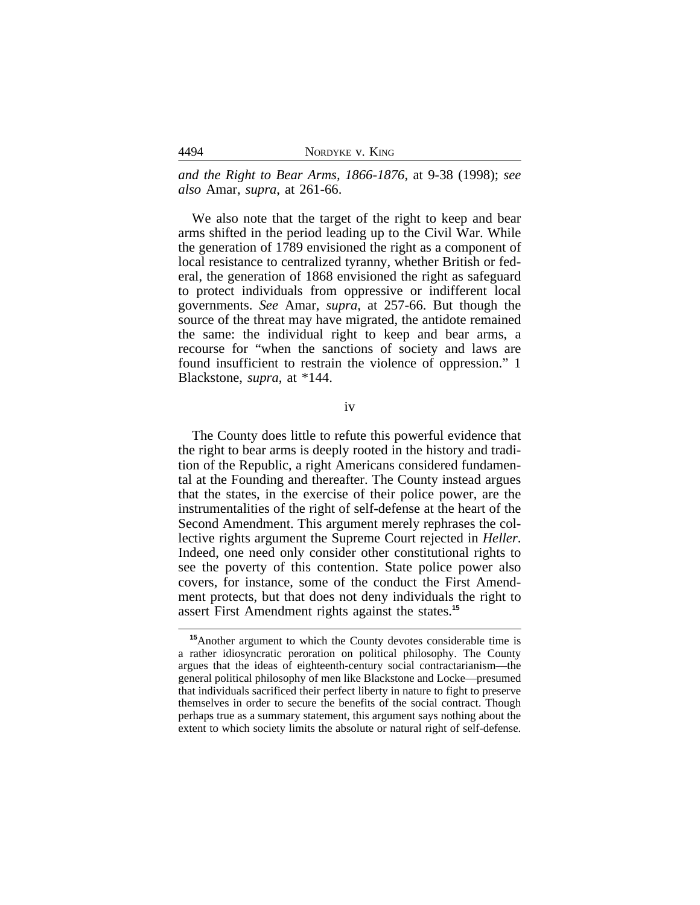*and the Right to Bear Arms, 1866-1876*, at 9-38 (1998); *see also* Amar, *supra*, at 261-66.

We also note that the target of the right to keep and bear arms shifted in the period leading up to the Civil War. While the generation of 1789 envisioned the right as a component of local resistance to centralized tyranny, whether British or federal, the generation of 1868 envisioned the right as safeguard to protect individuals from oppressive or indifferent local governments. *See* Amar, *supra*, at 257-66. But though the source of the threat may have migrated, the antidote remained the same: the individual right to keep and bear arms, a recourse for "when the sanctions of society and laws are found insufficient to restrain the violence of oppression." 1 Blackstone, *supra*, at *144.

iv

The County does little to refute this powerful evidence that the right to bear arms is deeply rooted in the history and tradition of the Republic, a right Americans considered fundamental at the Founding and thereafter. The County instead argues that the states, in the exercise of their police power, are the instrumentalities of the right of self-defense at the heart of the Second Amendment. This argument merely rephrases the collective rights argument the Supreme Court rejected in *Heller*. Indeed, one need only consider other constitutional rights to see the poverty of this contention. State police power also covers, for instance, some of the conduct the First Amendment protects, but that does not deny individuals the right to assert First Amendment rights against the states.[15]

[15] Another argument to which the County devotes considerable time is a rather idiosyncratic peroration on political philosophy. The County argues that the ideas of eighteenth-century social contractarianism—the general political philosophy of men like Blackstone and Locke—presumed that individuals sacrificed their perfect liberty in nature to fight to preserve themselves in order to secure the benefits of the social contract. Though perhaps true as a summary statement, this argument says nothing about the extent to which society limits the absolute or natural right of self-defense.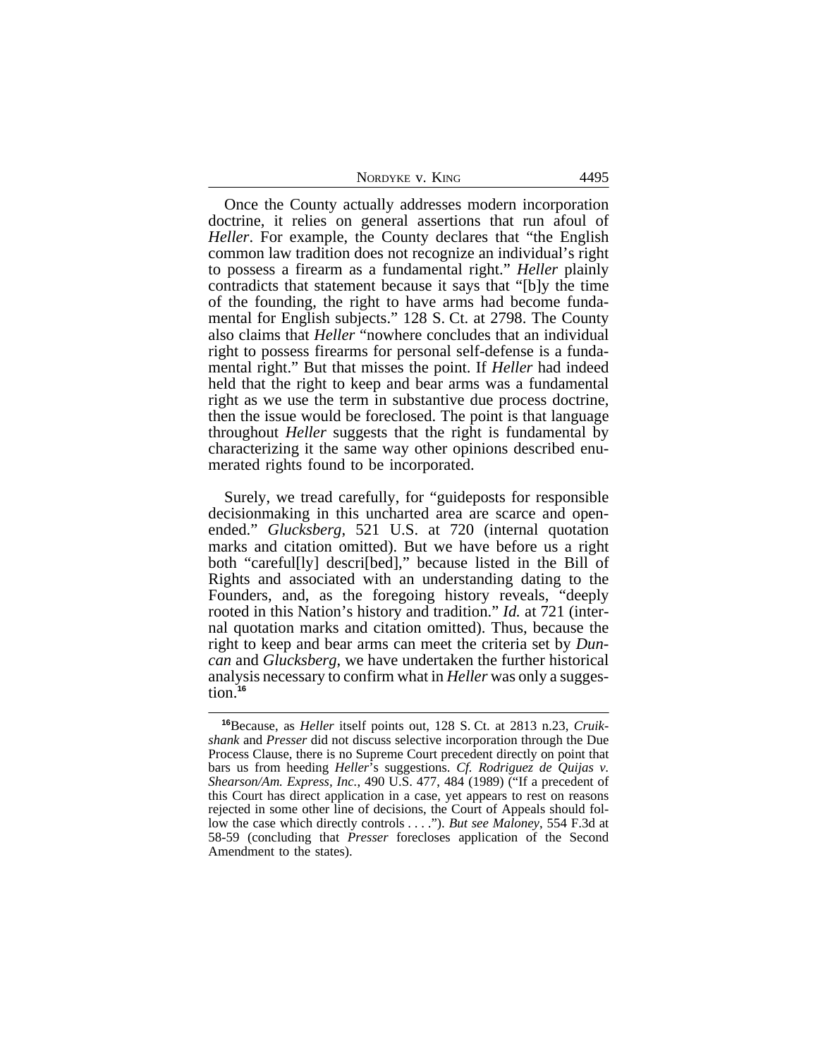Once the County actually addresses modern incorporation doctrine, it relies on general assertions that run afoul of *Heller*. For example, the County declares that "the English common law tradition does not recognize an individual's right to possess a firearm as a fundamental right." *Heller* plainly contradicts that statement because it says that "[b]y the time of the founding, the right to have arms had become fundamental for English subjects." 128 S. Ct. at 2798. The County also claims that *Heller* "nowhere concludes that an individual right to possess firearms for personal self-defense is a fundamental right." But that misses the point. If *Heller* had indeed held that the right to keep and bear arms was a fundamental right as we use the term in substantive due process doctrine, then the issue would be foreclosed. The point is that language throughout *Heller* suggests that the right is fundamental by characterizing it the same way other opinions described enumerated rights found to be incorporated.

Surely, we tread carefully, for "guideposts for responsible decisionmaking in this uncharted area are scarce and open-ended." *Glucksberg*, 521 U.S. at 720 (internal quotation marks and citation omitted). But we have before us a right both "careful[ly] descri[bed]," because listed in the Bill of Rights and associated with an understanding dating to the Founders, and, as the foregoing history reveals, "deeply rooted in this Nation's history and tradition." *Id.* at 721 (internal quotation marks and citation omitted). Thus, because the right to keep and bear arms can meet the criteria set by *Duncan* and *Glucksberg*, we have undertaken the further historical analysis necessary to confirm what in *Heller* was only a suggestion.[16]

---

[16]Because, as *Heller* itself points out, 128 S. Ct. at 2813 n.23, *Cruikshank* and *Presser* did not discuss selective incorporation through the Due Process Clause, there is no Supreme Court precedent directly on point that bars us from heeding *Heller*'s suggestions. *Cf. Rodriguez de Quijas v. Shearson/Am. Express, Inc.*, 490 U.S. 477, 484 (1989) ("If a precedent of this Court has direct application in a case, yet appears to rest on reasons rejected in some other line of decisions, the Court of Appeals should follow the case which directly controls . . . ."). *But see Maloney*, 554 F.3d at 58-59 (concluding that *Presser* forecloses application of the Second Amendment to the states).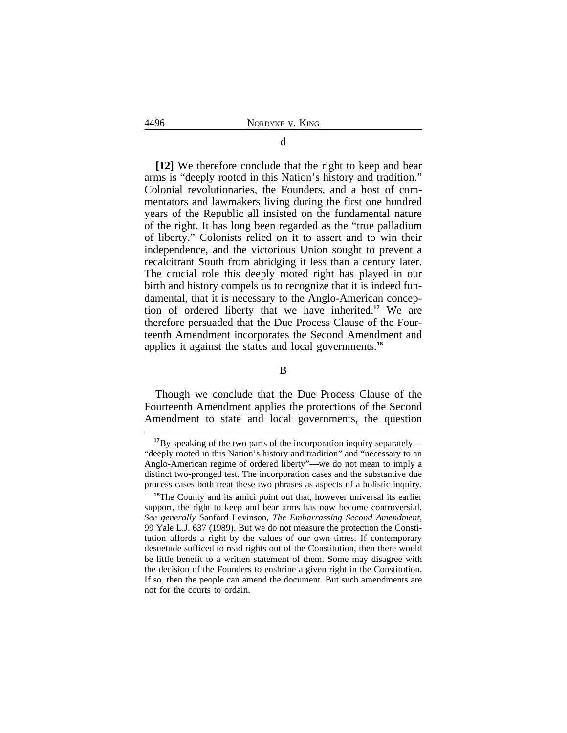d

**[12]** We therefore conclude that the right to keep and bear arms is "deeply rooted in this Nation's history and tradition." Colonial revolutionaries, the Founders, and a host of commentators and lawmakers living during the first one hundred years of the Republic all insisted on the fundamental nature of the right. It has long been regarded as the "true palladium of liberty." Colonists relied on it to assert and to win their independence, and the victorious Union sought to prevent a recalcitrant South from abridging it less than a century later. The crucial role this deeply rooted right has played in our birth and history compels us to recognize that it is indeed fundamental, that it is necessary to the Anglo-American conception of ordered liberty that we have inherited.[17] We are therefore persuaded that the Due Process Clause of the Fourteenth Amendment incorporates the Second Amendment and applies it against the states and local governments.[18]

B

Though we conclude that the Due Process Clause of the Fourteenth Amendment applies the protections of the Second Amendment to state and local governments, the question

---

[17]By speaking of the two parts of the incorporation inquiry separately—"deeply rooted in this Nation's history and tradition" and "necessary to an Anglo-American regime of ordered liberty"—we do not mean to imply a distinct two-pronged test. The incorporation cases and the substantive due process cases both treat these two phrases as aspects of a holistic inquiry.

[18]The County and its amici point out that, however universal its earlier support, the right to keep and bear arms has now become controversial. *See generally* Sanford Levinson, *The Embarrassing Second Amendment*, 99 Yale L.J. 637 (1989). But we do not measure the protection the Constitution affords a right by the values of our own times. If contemporary desuetude sufficed to read rights out of the Constitution, then there would be little benefit to a written statement of them. Some may disagree with the decision of the Founders to enshrine a given right in the Constitution. If so, then the people can amend the document. But such amendments are not for the courts to ordain.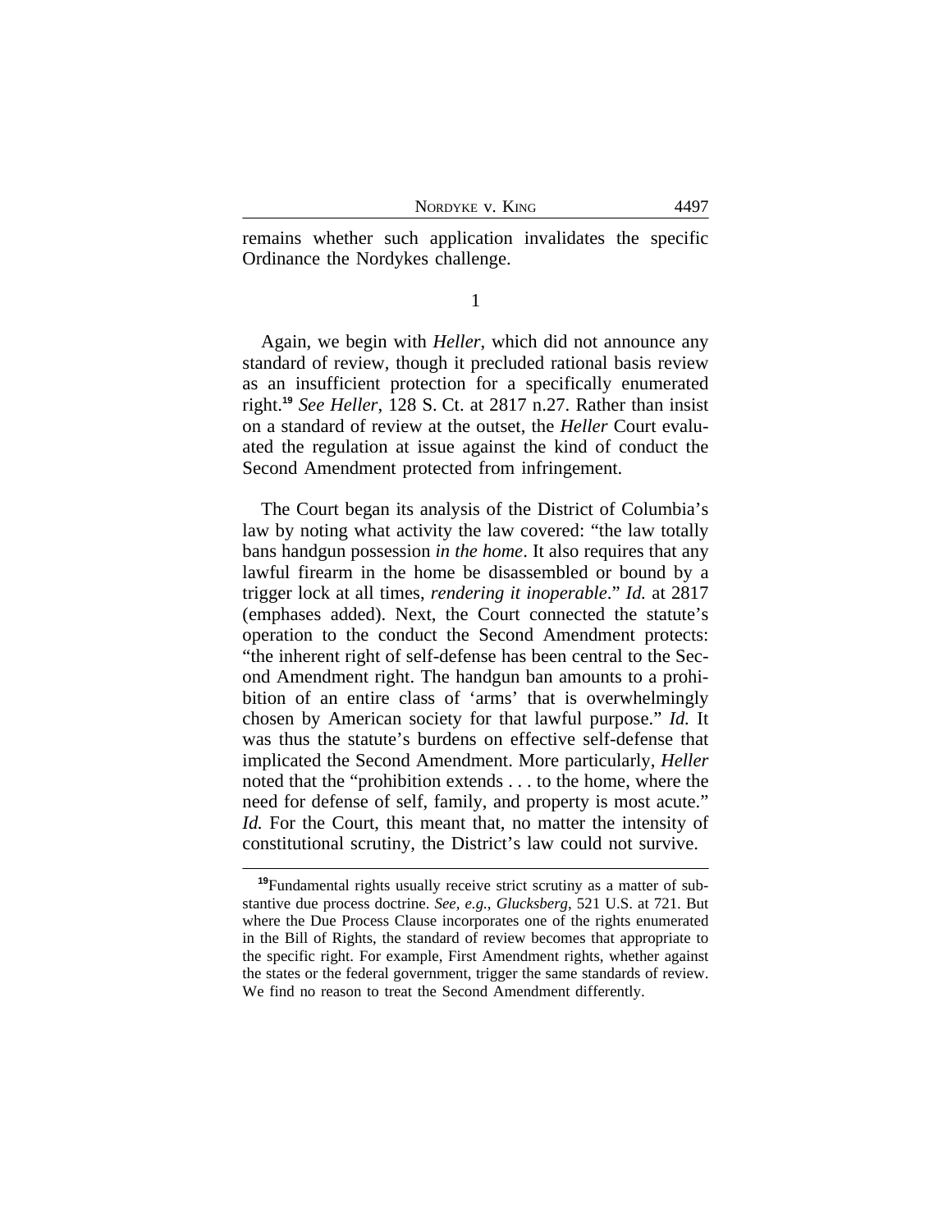remains whether such application invalidates the specific Ordinance the Nordykes challenge.

1

Again, we begin with *Heller*, which did not announce any standard of review, though it precluded rational basis review as an insufficient protection for a specifically enumerated right.[19] *See Heller*, 128 S. Ct. at 2817 n.27. Rather than insist on a standard of review at the outset, the *Heller* Court evaluated the regulation at issue against the kind of conduct the Second Amendment protected from infringement.

The Court began its analysis of the District of Columbia's law by noting what activity the law covered: "the law totally bans handgun possession *in the home*. It also requires that any lawful firearm in the home be disassembled or bound by a trigger lock at all times, *rendering it inoperable*." *Id.* at 2817 (emphases added). Next, the Court connected the statute's operation to the conduct the Second Amendment protects: "the inherent right of self-defense has been central to the Second Amendment right. The handgun ban amounts to a prohibition of an entire class of 'arms' that is overwhelmingly chosen by American society for that lawful purpose." *Id.* It was thus the statute's burdens on effective self-defense that implicated the Second Amendment. More particularly, *Heller* noted that the "prohibition extends . . . to the home, where the need for defense of self, family, and property is most acute." *Id.* For the Court, this meant that, no matter the intensity of constitutional scrutiny, the District's law could not survive.

[19]Fundamental rights usually receive strict scrutiny as a matter of substantive due process doctrine. *See, e.g., Glucksberg*, 521 U.S. at 721. But where the Due Process Clause incorporates one of the rights enumerated in the Bill of Rights, the standard of review becomes that appropriate to the specific right. For example, First Amendment rights, whether against the states or the federal government, trigger the same standards of review. We find no reason to treat the Second Amendment differently.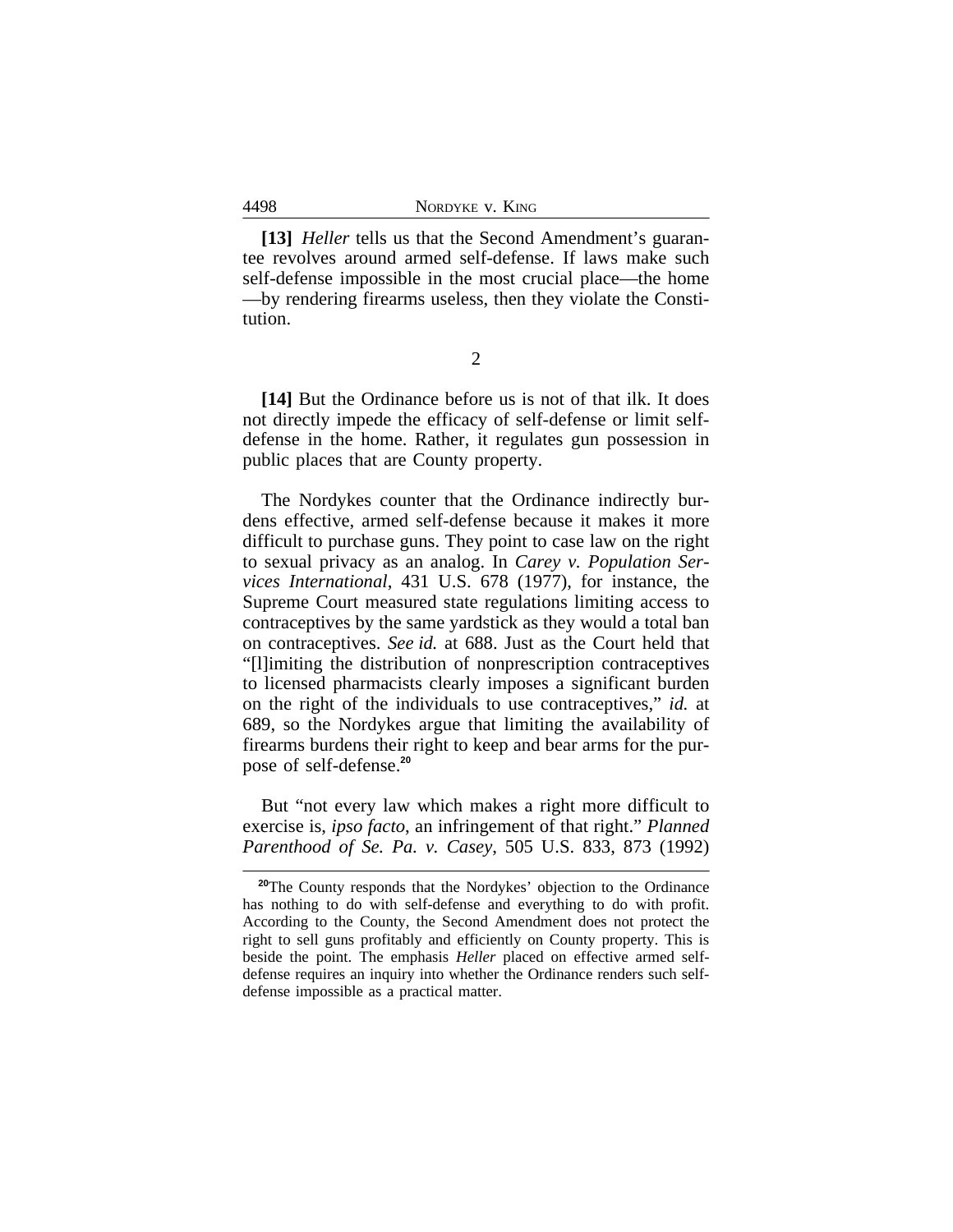**[13]** *Heller* tells us that the Second Amendment's guarantee revolves around armed self-defense. If laws make such self-defense impossible in the most crucial place—the home —by rendering firearms useless, then they violate the Constitution.

2

**[14]** But the Ordinance before us is not of that ilk. It does not directly impede the efficacy of self-defense or limit self-defense in the home. Rather, it regulates gun possession in public places that are County property.

The Nordykes counter that the Ordinance indirectly burdens effective, armed self-defense because it makes it more difficult to purchase guns. They point to case law on the right to sexual privacy as an analog. In *Carey v. Population Services International*, 431 U.S. 678 (1977), for instance, the Supreme Court measured state regulations limiting access to contraceptives by the same yardstick as they would a total ban on contraceptives. *See id.* at 688. Just as the Court held that "[l]imiting the distribution of nonprescription contraceptives to licensed pharmacists clearly imposes a significant burden on the right of the individuals to use contraceptives," *id.* at 689, so the Nordykes argue that limiting the availability of firearms burdens their right to keep and bear arms for the purpose of self-defense.[20]

But "not every law which makes a right more difficult to exercise is, *ipso facto*, an infringement of that right." *Planned Parenthood of Se. Pa. v. Casey*, 505 U.S. 833, 873 (1992)

[20] The County responds that the Nordykes' objection to the Ordinance has nothing to do with self-defense and everything to do with profit. According to the County, the Second Amendment does not protect the right to sell guns profitably and efficiently on County property. This is beside the point. The emphasis *Heller* placed on effective armed self-defense requires an inquiry into whether the Ordinance renders such self-defense impossible as a practical matter.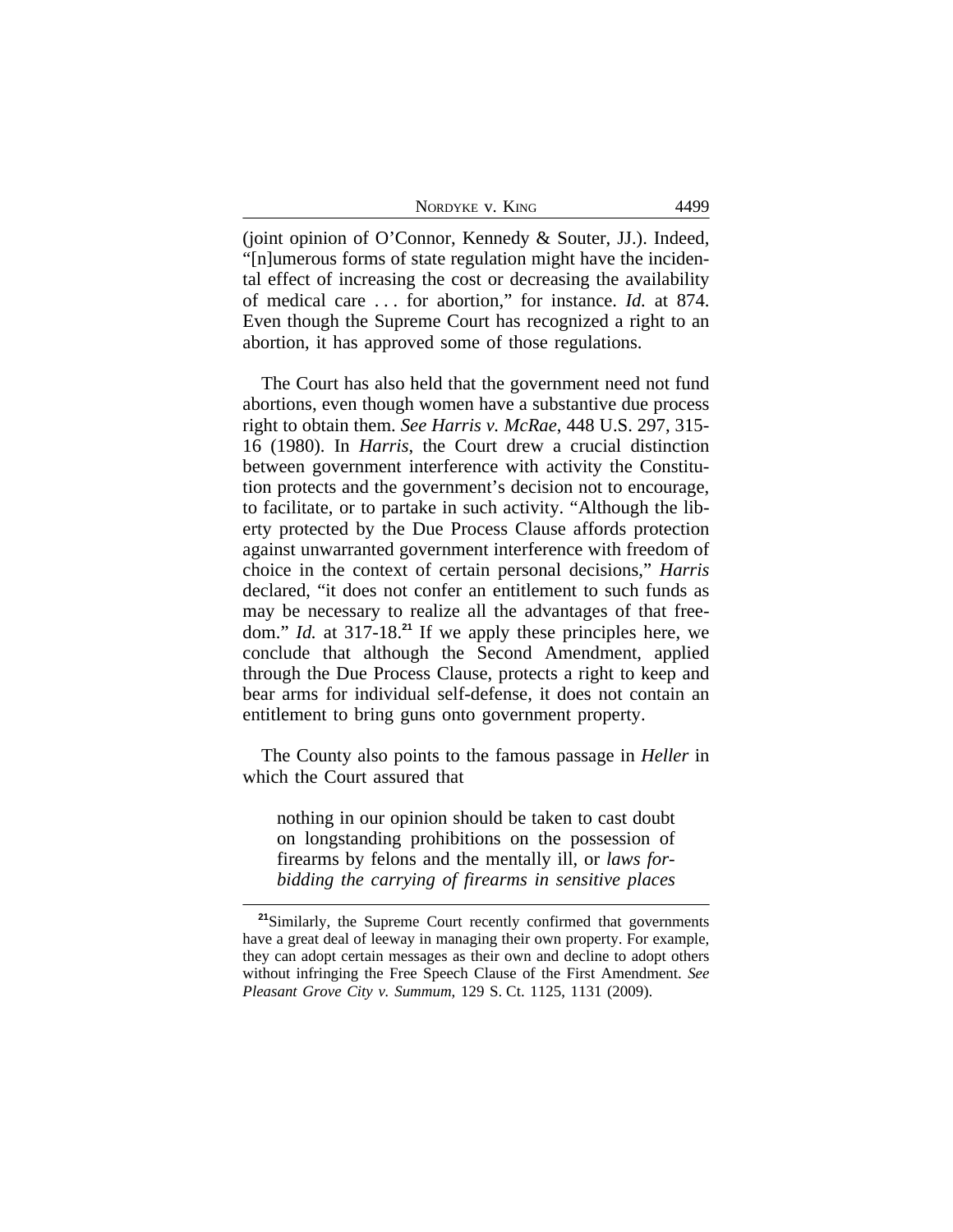(joint opinion of O'Connor, Kennedy & Souter, JJ.). Indeed, "[n]umerous forms of state regulation might have the incidental effect of increasing the cost or decreasing the availability of medical care . . . for abortion," for instance. *Id.* at 874. Even though the Supreme Court has recognized a right to an abortion, it has approved some of those regulations.

The Court has also held that the government need not fund abortions, even though women have a substantive due process right to obtain them. *See Harris v. McRae*, 448 U.S. 297, 315-16 (1980). In *Harris*, the Court drew a crucial distinction between government interference with activity the Constitution protects and the government's decision not to encourage, to facilitate, or to partake in such activity. "Although the liberty protected by the Due Process Clause affords protection against unwarranted government interference with freedom of choice in the context of certain personal decisions," *Harris* declared, "it does not confer an entitlement to such funds as may be necessary to realize all the advantages of that freedom." *Id.* at 317-18.[21] If we apply these principles here, we conclude that although the Second Amendment, applied through the Due Process Clause, protects a right to keep and bear arms for individual self-defense, it does not contain an entitlement to bring guns onto government property.

The County also points to the famous passage in *Heller* in which the Court assured that

> nothing in our opinion should be taken to cast doubt on longstanding prohibitions on the possession of firearms by felons and the mentally ill, or *laws forbidding the carrying of firearms in sensitive places*

---

[21] Similarly, the Supreme Court recently confirmed that governments have a great deal of leeway in managing their own property. For example, they can adopt certain messages as their own and decline to adopt others without infringing the Free Speech Clause of the First Amendment. *See Pleasant Grove City v. Summum*, 129 S. Ct. 1125, 1131 (2009).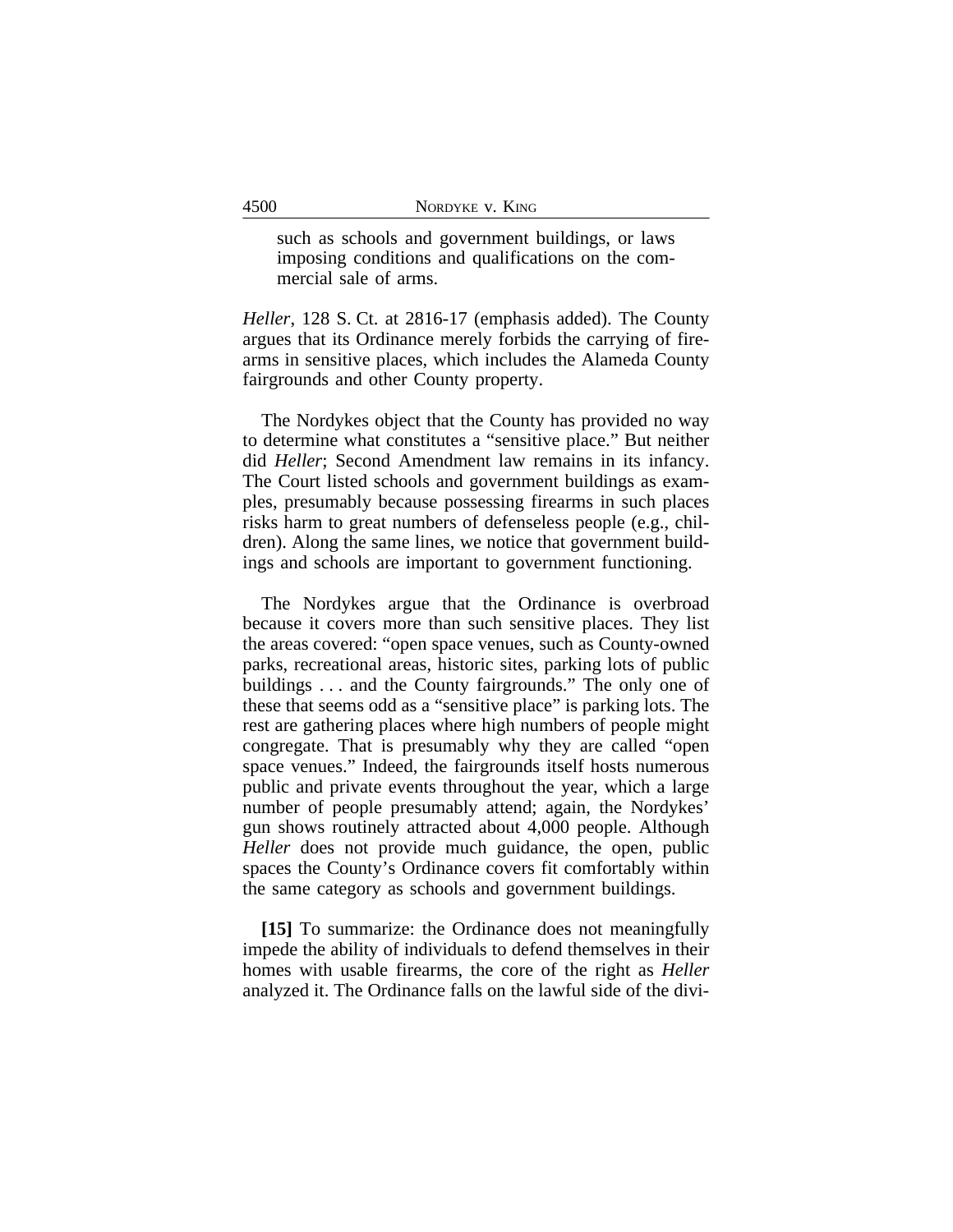> such as schools and government buildings, or laws imposing conditions and qualifications on the commercial sale of arms.

*Heller*, 128 S. Ct. at 2816-17 (emphasis added). The County argues that its Ordinance merely forbids the carrying of firearms in sensitive places, which includes the Alameda County fairgrounds and other County property.

The Nordykes object that the County has provided no way to determine what constitutes a "sensitive place." But neither did *Heller*; Second Amendment law remains in its infancy. The Court listed schools and government buildings as examples, presumably because possessing firearms in such places risks harm to great numbers of defenseless people (e.g., children). Along the same lines, we notice that government buildings and schools are important to government functioning.

The Nordykes argue that the Ordinance is overbroad because it covers more than such sensitive places. They list the areas covered: "open space venues, such as County-owned parks, recreational areas, historic sites, parking lots of public buildings . . . and the County fairgrounds." The only one of these that seems odd as a "sensitive place" is parking lots. The rest are gathering places where high numbers of people might congregate. That is presumably why they are called "open space venues." Indeed, the fairgrounds itself hosts numerous public and private events throughout the year, which a large number of people presumably attend; again, the Nordykes' gun shows routinely attracted about 4,000 people. Although *Heller* does not provide much guidance, the open, public spaces the County's Ordinance covers fit comfortably within the same category as schools and government buildings.

**[15]** To summarize: the Ordinance does not meaningfully impede the ability of individuals to defend themselves in their homes with usable firearms, the core of the right as *Heller* analyzed it. The Ordinance falls on the lawful side of the divi-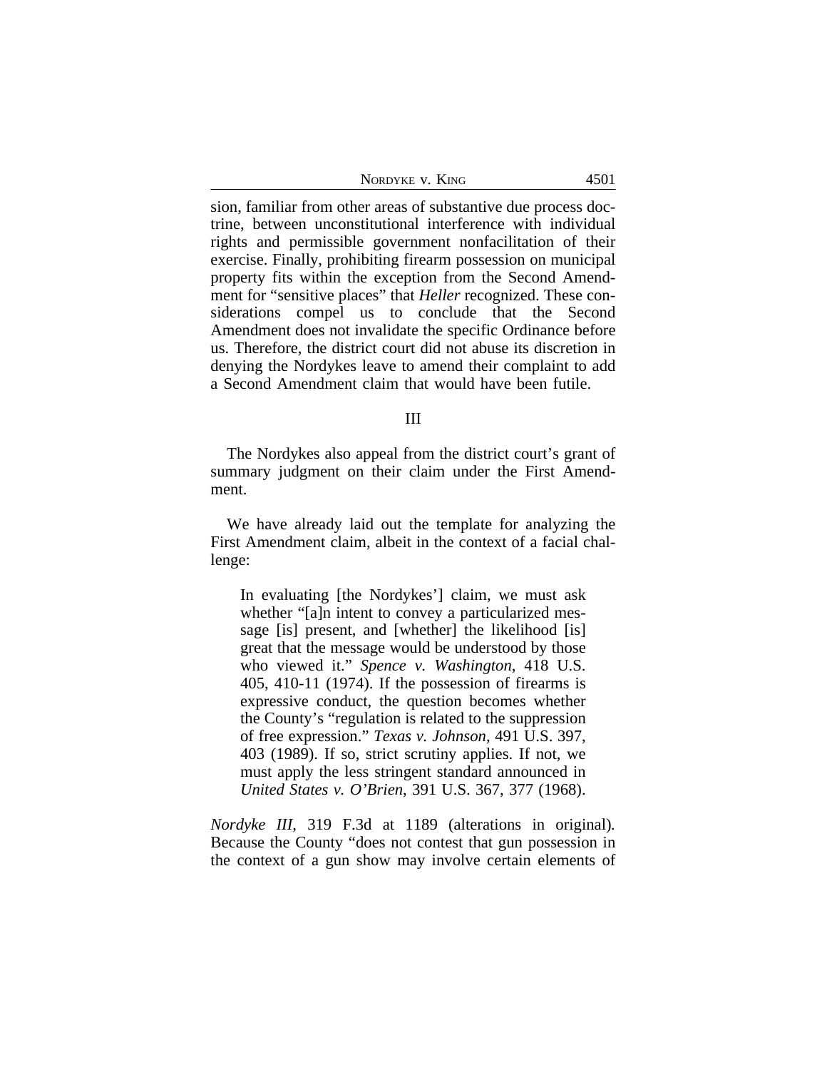sion, familiar from other areas of substantive due process doctrine, between unconstitutional interference with individual rights and permissible government nonfacilitation of their exercise. Finally, prohibiting firearm possession on municipal property fits within the exception from the Second Amendment for "sensitive places" that *Heller* recognized. These considerations compel us to conclude that the Second Amendment does not invalidate the specific Ordinance before us. Therefore, the district court did not abuse its discretion in denying the Nordykes leave to amend their complaint to add a Second Amendment claim that would have been futile.

## III

The Nordykes also appeal from the district court's grant of summary judgment on their claim under the First Amendment.

We have already laid out the template for analyzing the First Amendment claim, albeit in the context of a facial challenge:

> In evaluating [the Nordykes'] claim, we must ask whether "[a]n intent to convey a particularized message [is] present, and [whether] the likelihood [is] great that the message would be understood by those who viewed it." *Spence v. Washington*, 418 U.S. 405, 410-11 (1974). If the possession of firearms is expressive conduct, the question becomes whether the County's "regulation is related to the suppression of free expression." *Texas v. Johnson*, 491 U.S. 397, 403 (1989). If so, strict scrutiny applies. If not, we must apply the less stringent standard announced in *United States v. O'Brien*, 391 U.S. 367, 377 (1968).

*Nordyke III*, 319 F.3d at 1189 (alterations in original). Because the County "does not contest that gun possession in the context of a gun show may involve certain elements of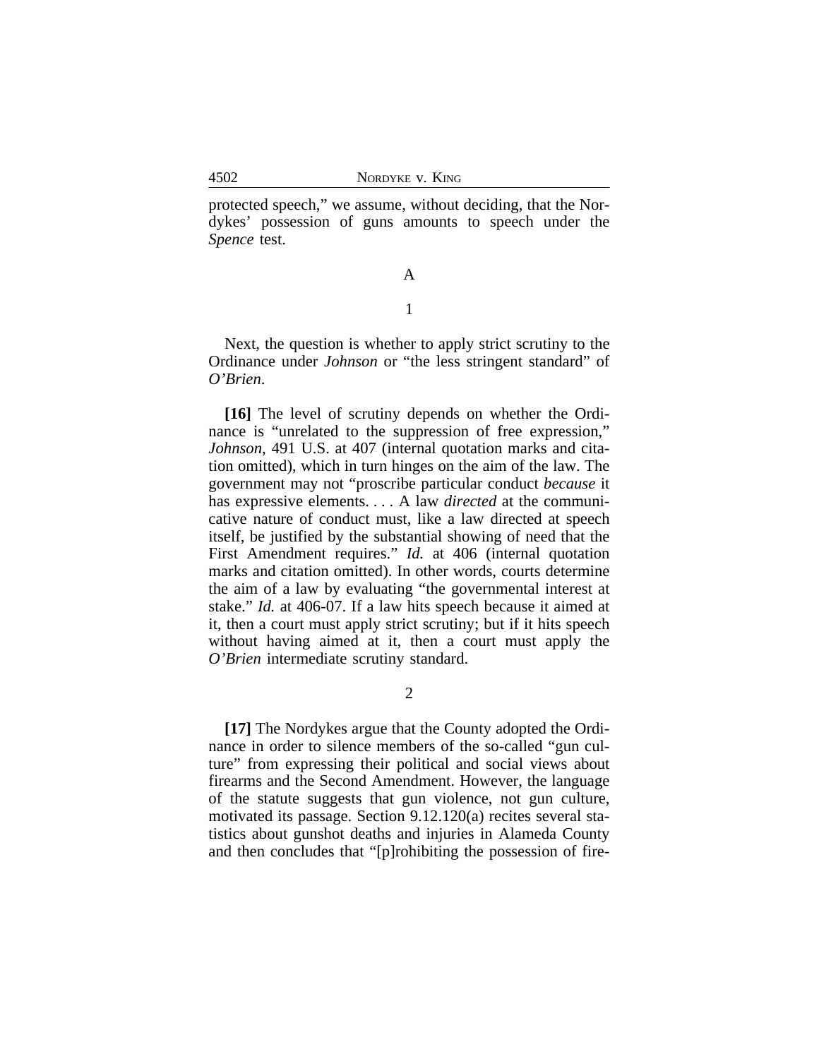protected speech," we assume, without deciding, that the Nordykes' possession of guns amounts to speech under the *Spence* test.

A

1

Next, the question is whether to apply strict scrutiny to the Ordinance under *Johnson* or "the less stringent standard" of *O'Brien*.

**[16]** The level of scrutiny depends on whether the Ordinance is "unrelated to the suppression of free expression," *Johnson*, 491 U.S. at 407 (internal quotation marks and citation omitted), which in turn hinges on the aim of the law. The government may not "proscribe particular conduct *because* it has expressive elements. . . . A law *directed* at the communicative nature of conduct must, like a law directed at speech itself, be justified by the substantial showing of need that the First Amendment requires." *Id.* at 406 (internal quotation marks and citation omitted). In other words, courts determine the aim of a law by evaluating "the governmental interest at stake." *Id.* at 406-07. If a law hits speech because it aimed at it, then a court must apply strict scrutiny; but if it hits speech without having aimed at it, then a court must apply the *O'Brien* intermediate scrutiny standard.

2

**[17]** The Nordykes argue that the County adopted the Ordinance in order to silence members of the so-called "gun culture" from expressing their political and social views about firearms and the Second Amendment. However, the language of the statute suggests that gun violence, not gun culture, motivated its passage. Section 9.12.120(a) recites several statistics about gunshot deaths and injuries in Alameda County and then concludes that "[p]rohibiting the possession of fire-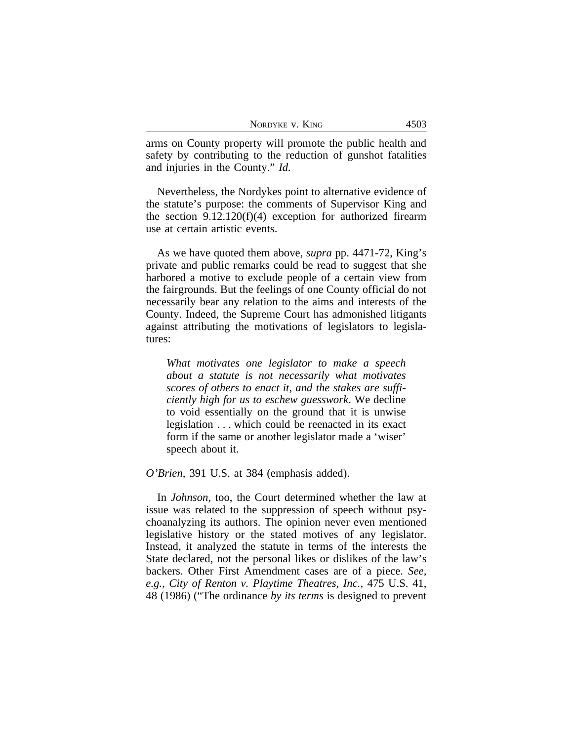arms on County property will promote the public health and safety by contributing to the reduction of gunshot fatalities and injuries in the County." *Id.*

Nevertheless, the Nordykes point to alternative evidence of the statute's purpose: the comments of Supervisor King and the section 9.12.120(f)(4) exception for authorized firearm use at certain artistic events.

As we have quoted them above, *supra* pp. 4471-72, King's private and public remarks could be read to suggest that she harbored a motive to exclude people of a certain view from the fairgrounds. But the feelings of one County official do not necessarily bear any relation to the aims and interests of the County. Indeed, the Supreme Court has admonished litigants against attributing the motivations of legislators to legislatures:

> *What motivates one legislator to make a speech about a statute is not necessarily what motivates scores of others to enact it, and the stakes are sufficiently high for us to eschew guesswork*. We decline to void essentially on the ground that it is unwise legislation . . . which could be reenacted in its exact form if the same or another legislator made a 'wiser' speech about it.

*O'Brien*, 391 U.S. at 384 (emphasis added).

In *Johnson*, too, the Court determined whether the law at issue was related to the suppression of speech without psychoanalyzing its authors. The opinion never even mentioned legislative history or the stated motives of any legislator. Instead, it analyzed the statute in terms of the interests the State declared, not the personal likes or dislikes of the law's backers. Other First Amendment cases are of a piece. *See, e.g.*, *City of Renton v. Playtime Theatres, Inc.*, 475 U.S. 41, 48 (1986) ("The ordinance *by its terms* is designed to prevent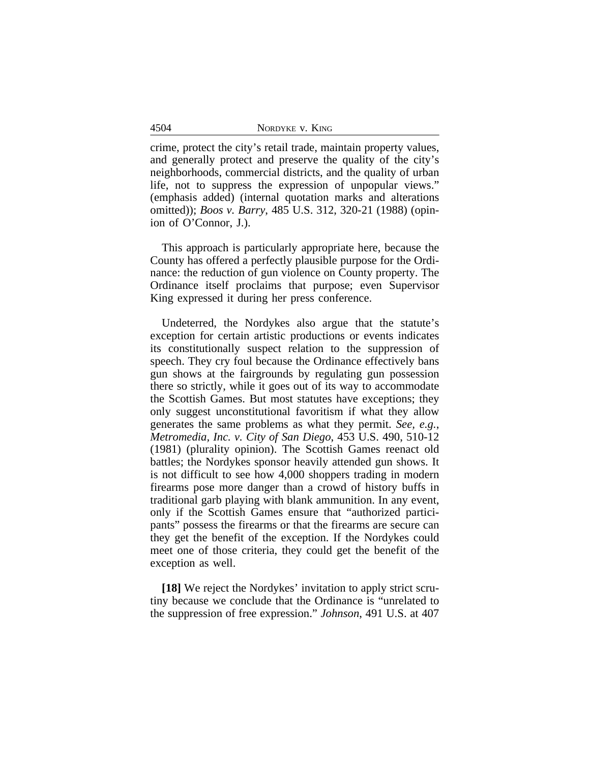crime, protect the city's retail trade, maintain property values, and generally protect and preserve the quality of the city's neighborhoods, commercial districts, and the quality of urban life, not to suppress the expression of unpopular views." (emphasis added) (internal quotation marks and alterations omitted)); *Boos v. Barry*, 485 U.S. 312, 320-21 (1988) (opinion of O'Connor, J.).

This approach is particularly appropriate here, because the County has offered a perfectly plausible purpose for the Ordinance: the reduction of gun violence on County property. The Ordinance itself proclaims that purpose; even Supervisor King expressed it during her press conference.

Undeterred, the Nordykes also argue that the statute's exception for certain artistic productions or events indicates its constitutionally suspect relation to the suppression of speech. They cry foul because the Ordinance effectively bans gun shows at the fairgrounds by regulating gun possession there so strictly, while it goes out of its way to accommodate the Scottish Games. But most statutes have exceptions; they only suggest unconstitutional favoritism if what they allow generates the same problems as what they permit. *See, e.g.*, *Metromedia, Inc. v. City of San Diego*, 453 U.S. 490, 510-12 (1981) (plurality opinion). The Scottish Games reenact old battles; the Nordykes sponsor heavily attended gun shows. It is not difficult to see how 4,000 shoppers trading in modern firearms pose more danger than a crowd of history buffs in traditional garb playing with blank ammunition. In any event, only if the Scottish Games ensure that "authorized participants" possess the firearms or that the firearms are secure can they get the benefit of the exception. If the Nordykes could meet one of those criteria, they could get the benefit of the exception as well.

**[18]** We reject the Nordykes' invitation to apply strict scrutiny because we conclude that the Ordinance is "unrelated to the suppression of free expression." *Johnson*, 491 U.S. at 407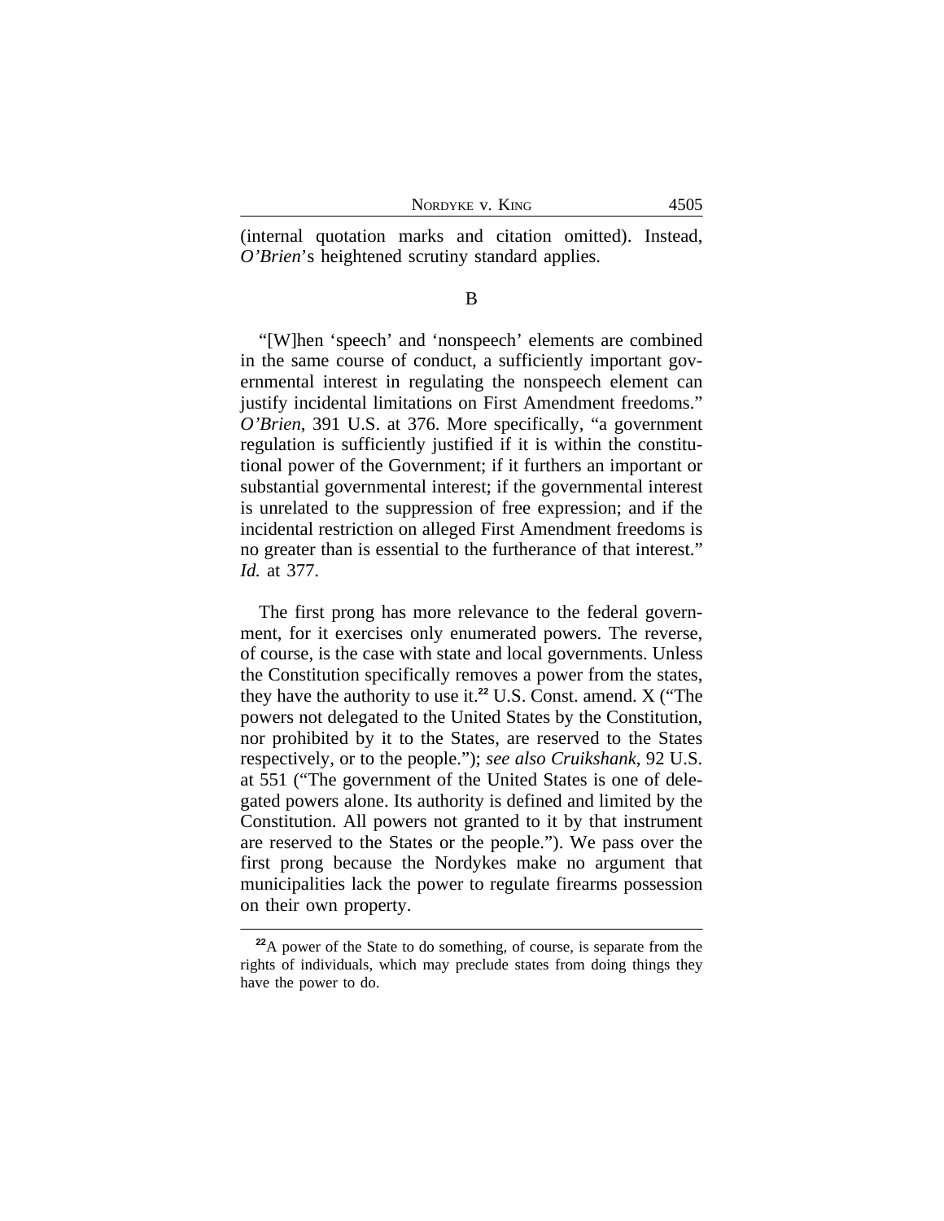(internal quotation marks and citation omitted). Instead, *O'Brien*'s heightened scrutiny standard applies.

### B

"[W]hen 'speech' and 'nonspeech' elements are combined in the same course of conduct, a sufficiently important governmental interest in regulating the nonspeech element can justify incidental limitations on First Amendment freedoms." *O'Brien*, 391 U.S. at 376. More specifically, "a government regulation is sufficiently justified if it is within the constitutional power of the Government; if it furthers an important or substantial governmental interest; if the governmental interest is unrelated to the suppression of free expression; and if the incidental restriction on alleged First Amendment freedoms is no greater than is essential to the furtherance of that interest." *Id.* at 377.

The first prong has more relevance to the federal government, for it exercises only enumerated powers. The reverse, of course, is the case with state and local governments. Unless the Constitution specifically removes a power from the states, they have the authority to use it.[22] U.S. Const. amend. X ("The powers not delegated to the United States by the Constitution, nor prohibited by it to the States, are reserved to the States respectively, or to the people."); *see also Cruikshank*, 92 U.S. at 551 ("The government of the United States is one of delegated powers alone. Its authority is defined and limited by the Constitution. All powers not granted to it by that instrument are reserved to the States or the people."). We pass over the first prong because the Nordykes make no argument that municipalities lack the power to regulate firearms possession on their own property.

---

[22] A power of the State to do something, of course, is separate from the rights of individuals, which may preclude states from doing things they have the power to do.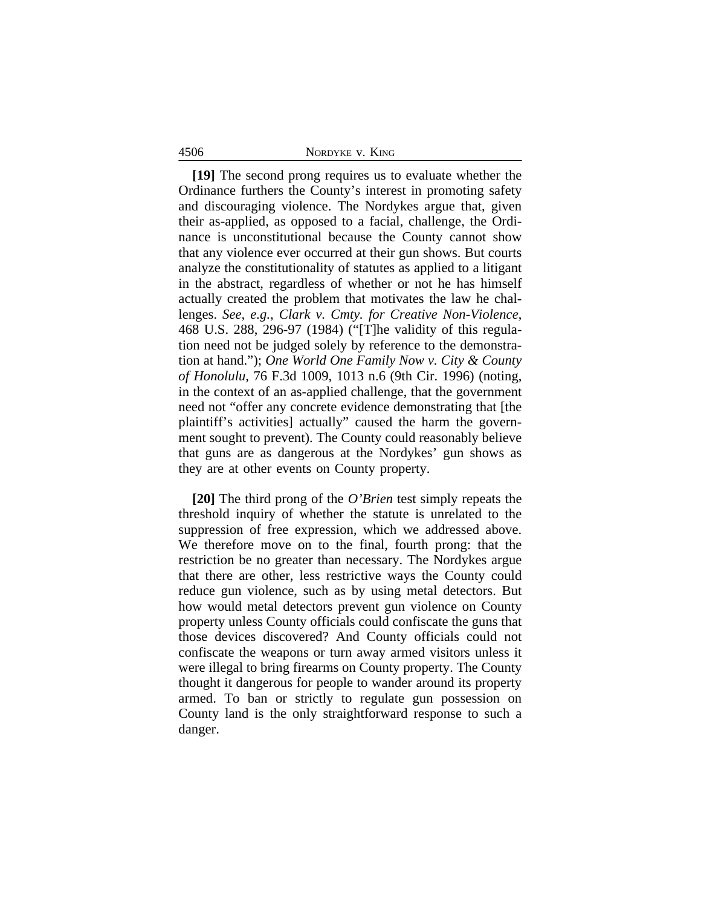**[19]** The second prong requires us to evaluate whether the Ordinance furthers the County's interest in promoting safety and discouraging violence. The Nordykes argue that, given their as-applied, as opposed to a facial, challenge, the Ordinance is unconstitutional because the County cannot show that any violence ever occurred at their gun shows. But courts analyze the constitutionality of statutes as applied to a litigant in the abstract, regardless of whether or not he has himself actually created the problem that motivates the law he challenges. *See, e.g.*, *Clark v. Cmty. for Creative Non-Violence*, 468 U.S. 288, 296-97 (1984) ("[T]he validity of this regulation need not be judged solely by reference to the demonstration at hand."); *One World One Family Now v. City & County of Honolulu*, 76 F.3d 1009, 1013 n.6 (9th Cir. 1996) (noting, in the context of an as-applied challenge, that the government need not "offer any concrete evidence demonstrating that [the plaintiff's activities] actually" caused the harm the government sought to prevent). The County could reasonably believe that guns are as dangerous at the Nordykes' gun shows as they are at other events on County property.

**[20]** The third prong of the *O'Brien* test simply repeats the threshold inquiry of whether the statute is unrelated to the suppression of free expression, which we addressed above. We therefore move on to the final, fourth prong: that the restriction be no greater than necessary. The Nordykes argue that there are other, less restrictive ways the County could reduce gun violence, such as by using metal detectors. But how would metal detectors prevent gun violence on County property unless County officials could confiscate the guns that those devices discovered? And County officials could not confiscate the weapons or turn away armed visitors unless it were illegal to bring firearms on County property. The County thought it dangerous for people to wander around its property armed. To ban or strictly to regulate gun possession on County land is the only straightforward response to such a danger.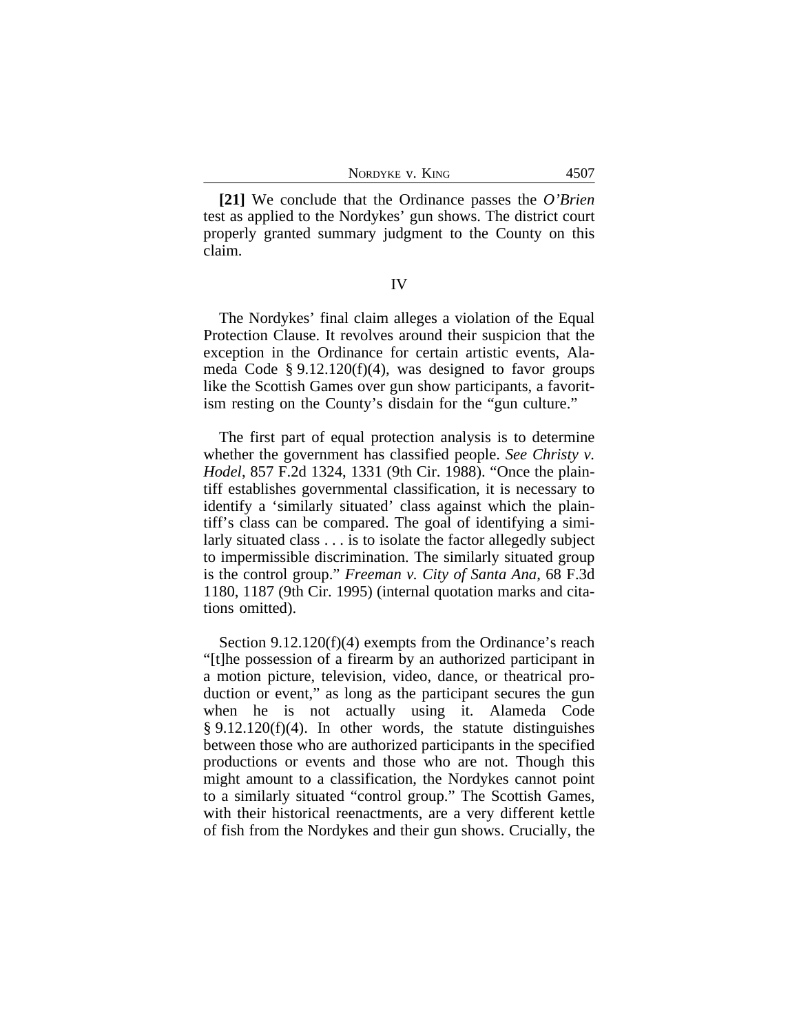**[21]** We conclude that the Ordinance passes the *O'Brien* test as applied to the Nordykes' gun shows. The district court properly granted summary judgment to the County on this claim.

## IV

The Nordykes' final claim alleges a violation of the Equal Protection Clause. It revolves around their suspicion that the exception in the Ordinance for certain artistic events, Alameda Code § 9.12.120(f)(4), was designed to favor groups like the Scottish Games over gun show participants, a favoritism resting on the County's disdain for the "gun culture."

The first part of equal protection analysis is to determine whether the government has classified people. *See Christy v. Hodel*, 857 F.2d 1324, 1331 (9th Cir. 1988). "Once the plaintiff establishes governmental classification, it is necessary to identify a 'similarly situated' class against which the plaintiff's class can be compared. The goal of identifying a similarly situated class . . . is to isolate the factor allegedly subject to impermissible discrimination. The similarly situated group is the control group." *Freeman v. City of Santa Ana*, 68 F.3d 1180, 1187 (9th Cir. 1995) (internal quotation marks and citations omitted).

Section 9.12.120(f)(4) exempts from the Ordinance's reach "[t]he possession of a firearm by an authorized participant in a motion picture, television, video, dance, or theatrical production or event," as long as the participant secures the gun when he is not actually using it. Alameda Code § 9.12.120(f)(4). In other words, the statute distinguishes between those who are authorized participants in the specified productions or events and those who are not. Though this might amount to a classification, the Nordykes cannot point to a similarly situated "control group." The Scottish Games, with their historical reenactments, are a very different kettle of fish from the Nordykes and their gun shows. Crucially, the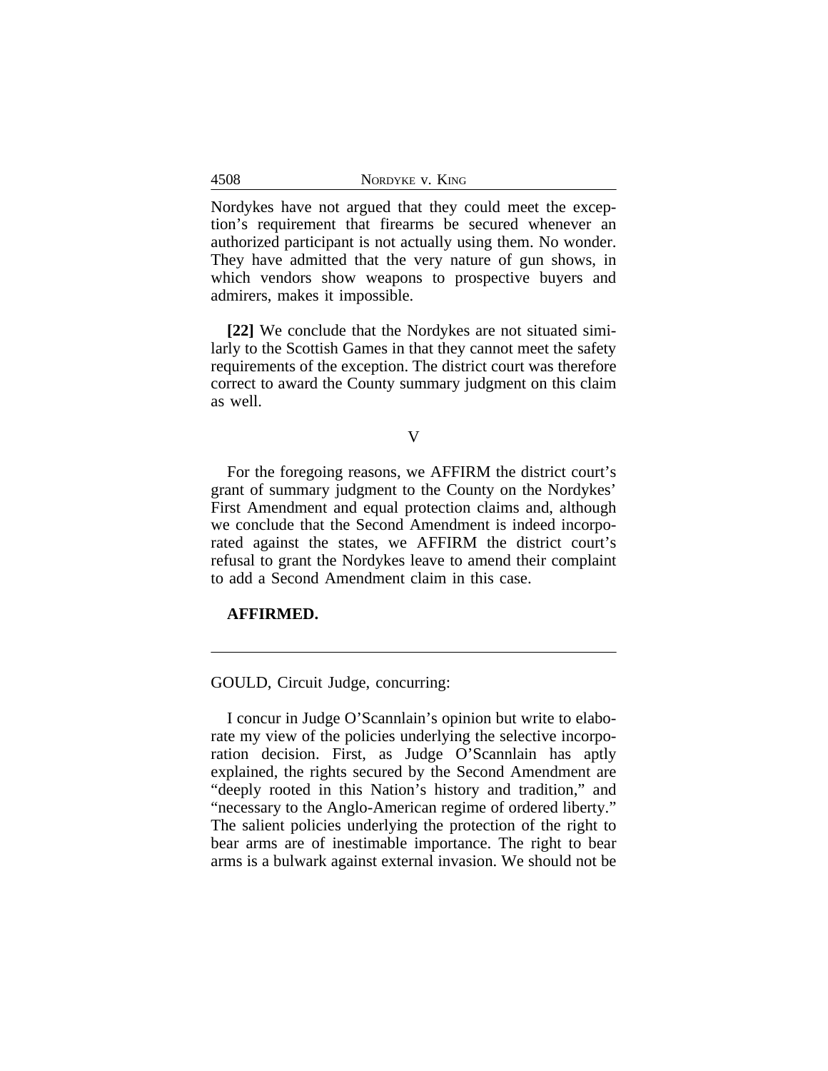Nordykes have not argued that they could meet the exception's requirement that firearms be secured whenever an authorized participant is not actually using them. No wonder. They have admitted that the very nature of gun shows, in which vendors show weapons to prospective buyers and admirers, makes it impossible.

**[22]** We conclude that the Nordykes are not situated similarly to the Scottish Games in that they cannot meet the safety requirements of the exception. The district court was therefore correct to award the County summary judgment on this claim as well.

## V

For the foregoing reasons, we AFFIRM the district court's grant of summary judgment to the County on the Nordykes' First Amendment and equal protection claims and, although we conclude that the Second Amendment is indeed incorporated against the states, we AFFIRM the district court's refusal to grant the Nordykes leave to amend their complaint to add a Second Amendment claim in this case.

**AFFIRMED.**

---

GOULD, Circuit Judge, concurring:

I concur in Judge O'Scannlain's opinion but write to elaborate my view of the policies underlying the selective incorporation decision. First, as Judge O'Scannlain has aptly explained, the rights secured by the Second Amendment are "deeply rooted in this Nation's history and tradition," and "necessary to the Anglo-American regime of ordered liberty." The salient policies underlying the protection of the right to bear arms are of inestimable importance. The right to bear arms is a bulwark against external invasion. We should not be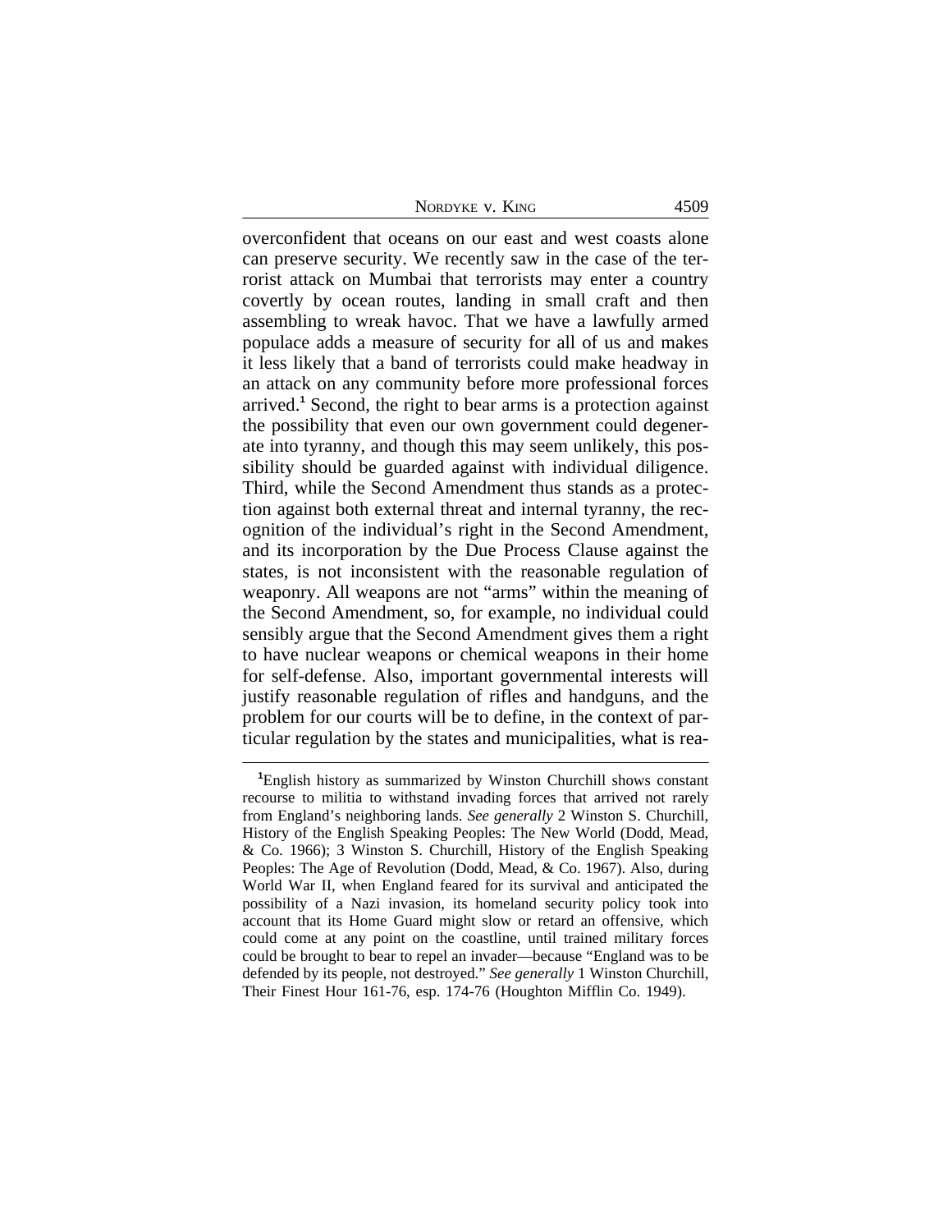overconfident that oceans on our east and west coasts alone can preserve security. We recently saw in the case of the terrorist attack on Mumbai that terrorists may enter a country covertly by ocean routes, landing in small craft and then assembling to wreak havoc. That we have a lawfully armed populace adds a measure of security for all of us and makes it less likely that a band of terrorists could make headway in an attack on any community before more professional forces arrived.[1] Second, the right to bear arms is a protection against the possibility that even our own government could degenerate into tyranny, and though this may seem unlikely, this possibility should be guarded against with individual diligence. Third, while the Second Amendment thus stands as a protection against both external threat and internal tyranny, the recognition of the individual's right in the Second Amendment, and its incorporation by the Due Process Clause against the states, is not inconsistent with the reasonable regulation of weaponry. All weapons are not "arms" within the meaning of the Second Amendment, so, for example, no individual could sensibly argue that the Second Amendment gives them a right to have nuclear weapons or chemical weapons in their home for self-defense. Also, important governmental interests will justify reasonable regulation of rifles and handguns, and the problem for our courts will be to define, in the context of particular regulation by the states and municipalities, what is rea-

[1]English history as summarized by Winston Churchill shows constant recourse to militia to withstand invading forces that arrived not rarely from England's neighboring lands. *See generally* 2 Winston S. Churchill, History of the English Speaking Peoples: The New World (Dodd, Mead, & Co. 1966); 3 Winston S. Churchill, History of the English Speaking Peoples: The Age of Revolution (Dodd, Mead, & Co. 1967). Also, during World War II, when England feared for its survival and anticipated the possibility of a Nazi invasion, its homeland security policy took into account that its Home Guard might slow or retard an offensive, which could come at any point on the coastline, until trained military forces could be brought to bear to repel an invader—because "England was to be defended by its people, not destroyed." *See generally* 1 Winston Churchill, Their Finest Hour 161-76, esp. 174-76 (Houghton Mifflin Co. 1949).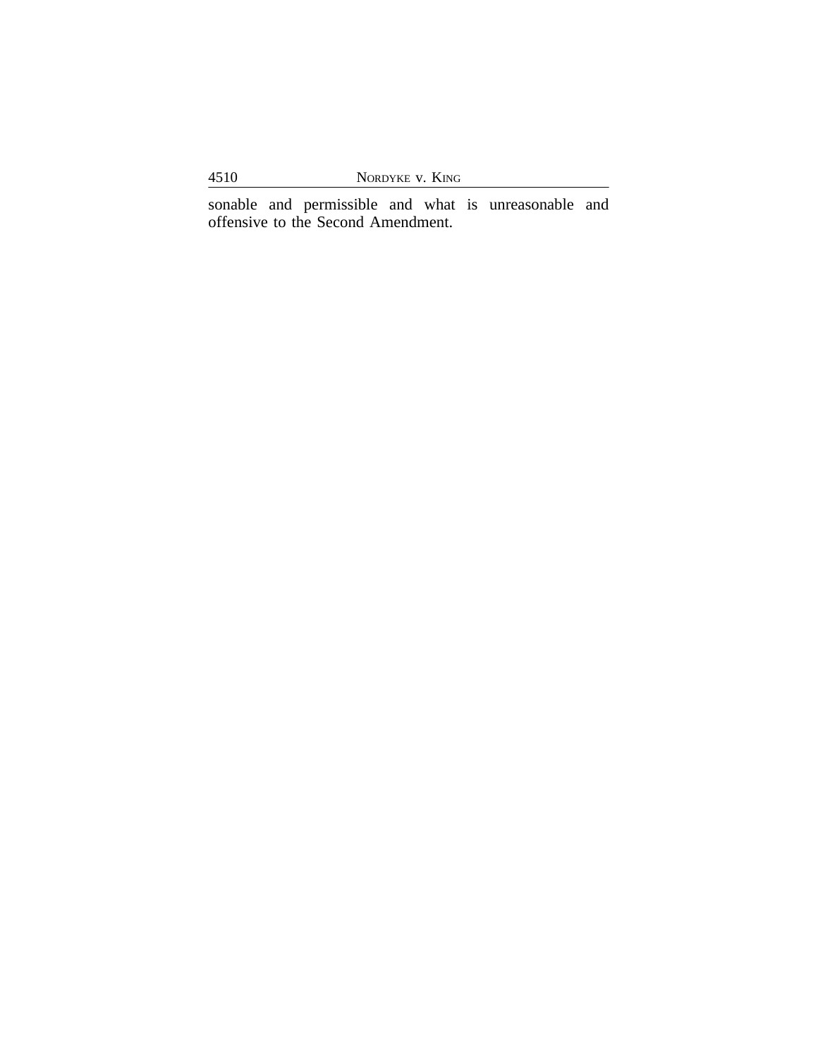sonable and permissible and what is unreasonable and offensive to the Second Amendment.